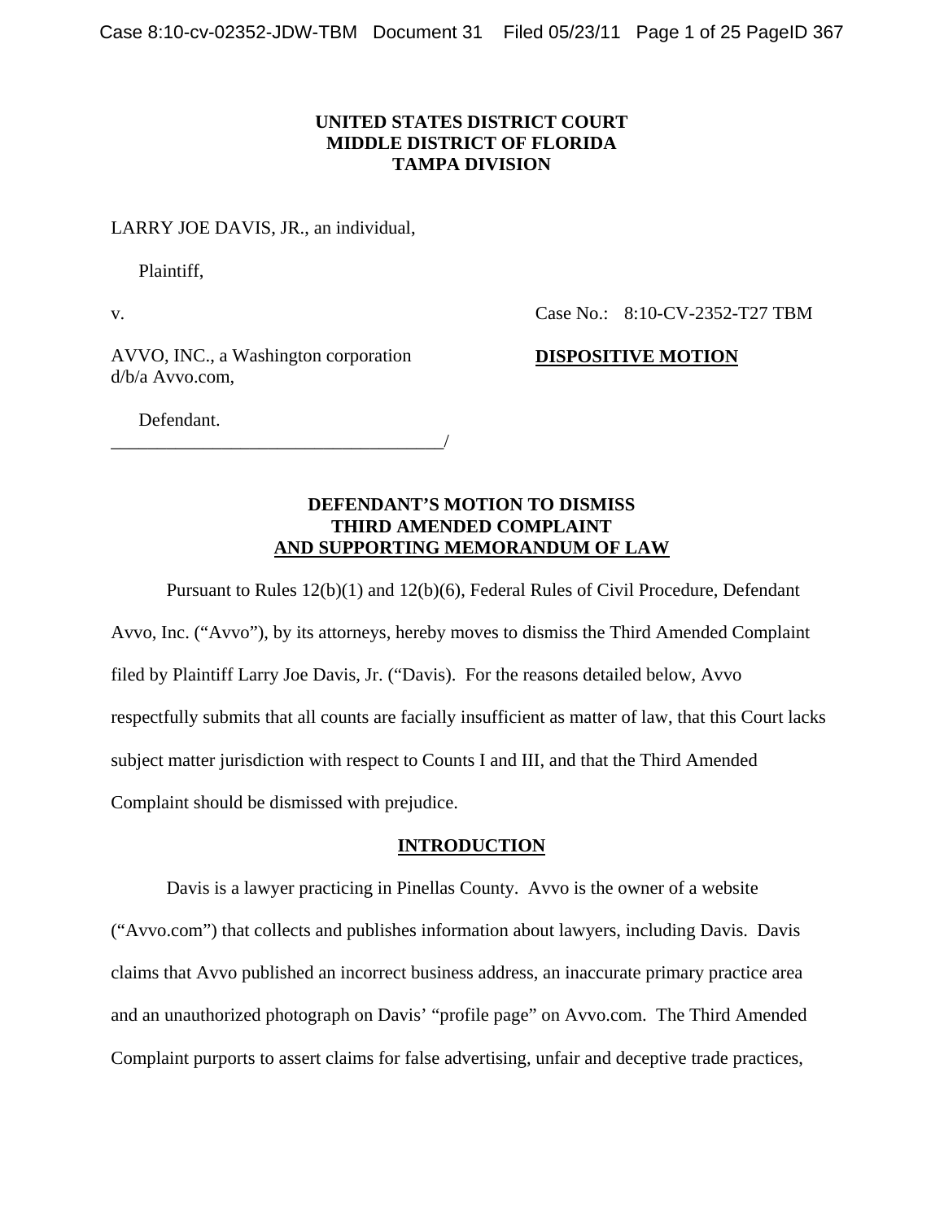**UNITED STATES DISTRICT COURT**
**MIDDLE DISTRICT OF FLORIDA**
**TAMPA DIVISION**

LARRY JOE DAVIS, JR., an individual,

Plaintiff,

v. Case No.: 8:10-CV-2352-T27 TBM

AVVO, INC., a Washington corporation d/b/a Avvo.com,

**DISPOSITIVE MOTION**

Defendant.
_____________________________________/

**DEFENDANT'S MOTION TO DISMISS**
**THIRD AMENDED COMPLAINT**
**AND SUPPORTING MEMORANDUM OF LAW**

Pursuant to Rules 12(b)(1) and 12(b)(6), Federal Rules of Civil Procedure, Defendant Avvo, Inc. ("Avvo"), by its attorneys, hereby moves to dismiss the Third Amended Complaint filed by Plaintiff Larry Joe Davis, Jr. ("Davis). For the reasons detailed below, Avvo respectfully submits that all counts are facially insufficient as matter of law, that this Court lacks subject matter jurisdiction with respect to Counts I and III, and that the Third Amended Complaint should be dismissed with prejudice.

## INTRODUCTION

Davis is a lawyer practicing in Pinellas County. Avvo is the owner of a website ("Avvo.com") that collects and publishes information about lawyers, including Davis. Davis claims that Avvo published an incorrect business address, an inaccurate primary practice area and an unauthorized photograph on Davis' "profile page" on Avvo.com. The Third Amended Complaint purports to assert claims for false advertising, unfair and deceptive trade practices,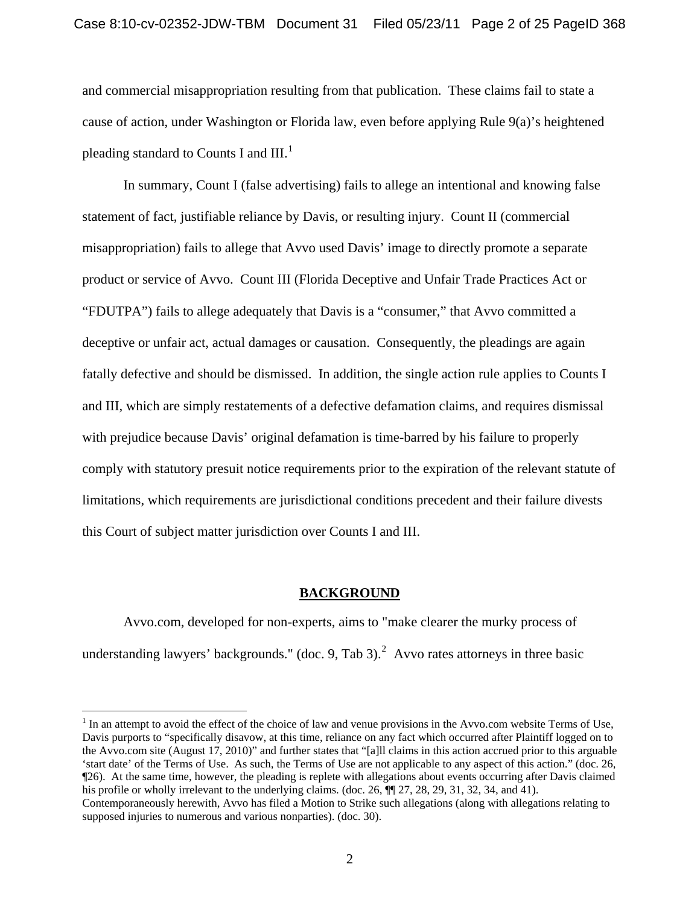and commercial misappropriation resulting from that publication. These claims fail to state a cause of action, under Washington or Florida law, even before applying Rule 9(a)'s heightened pleading standard to Counts I and III.[1]

In summary, Count I (false advertising) fails to allege an intentional and knowing false statement of fact, justifiable reliance by Davis, or resulting injury. Count II (commercial misappropriation) fails to allege that Avvo used Davis' image to directly promote a separate product or service of Avvo. Count III (Florida Deceptive and Unfair Trade Practices Act or "FDUTPA") fails to allege adequately that Davis is a "consumer," that Avvo committed a deceptive or unfair act, actual damages or causation. Consequently, the pleadings are again fatally defective and should be dismissed. In addition, the single action rule applies to Counts I and III, which are simply restatements of a defective defamation claims, and requires dismissal with prejudice because Davis' original defamation is time-barred by his failure to properly comply with statutory presuit notice requirements prior to the expiration of the relevant statute of limitations, which requirements are jurisdictional conditions precedent and their failure divests this Court of subject matter jurisdiction over Counts I and III.

## BACKGROUND

Avvo.com, developed for non-experts, aims to "make clearer the murky process of understanding lawyers' backgrounds." (doc. 9, Tab 3).[2] Avvo rates attorneys in three basic

---

[1] In an attempt to avoid the effect of the choice of law and venue provisions in the Avvo.com website Terms of Use, Davis purports to "specifically disavow, at this time, reliance on any fact which occurred after Plaintiff logged on to the Avvo.com site (August 17, 2010)" and further states that "[a]ll claims in this action accrued prior to this arguable 'start date' of the Terms of Use. As such, the Terms of Use are not applicable to any aspect of this action." (doc. 26, ¶26). At the same time, however, the pleading is replete with allegations about events occurring after Davis claimed his profile or wholly irrelevant to the underlying claims. (doc. 26, ¶¶ 27, 28, 29, 31, 32, 34, and 41). Contemporaneously herewith, Avvo has filed a Motion to Strike such allegations (along with allegations relating to supposed injuries to numerous and various nonparties). (doc. 30).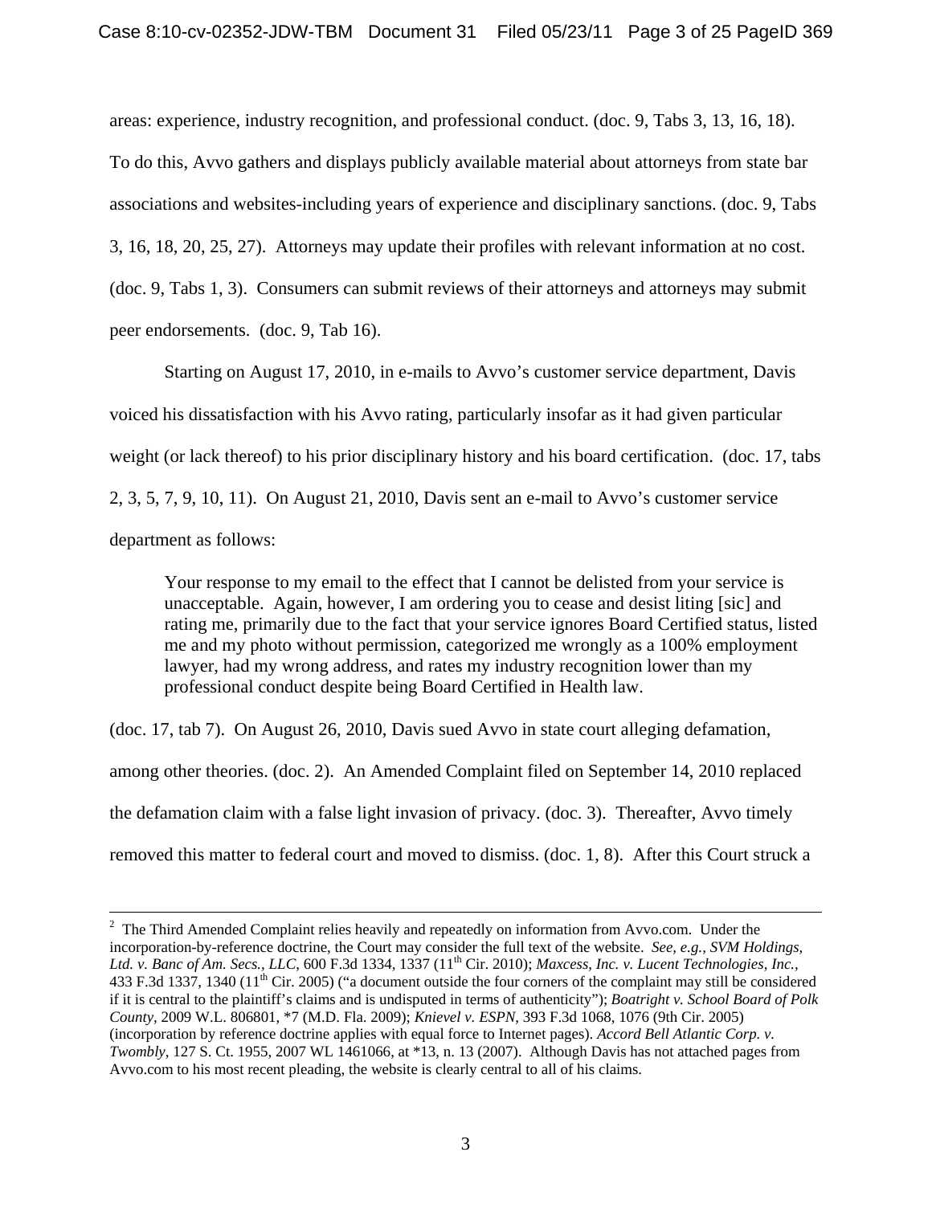areas: experience, industry recognition, and professional conduct. (doc. 9, Tabs 3, 13, 16, 18). To do this, Avvo gathers and displays publicly available material about attorneys from state bar associations and websites-including years of experience and disciplinary sanctions. (doc. 9, Tabs 3, 16, 18, 20, 25, 27). Attorneys may update their profiles with relevant information at no cost. (doc. 9, Tabs 1, 3). Consumers can submit reviews of their attorneys and attorneys may submit peer endorsements. (doc. 9, Tab 16).

Starting on August 17, 2010, in e-mails to Avvo's customer service department, Davis voiced his dissatisfaction with his Avvo rating, particularly insofar as it had given particular weight (or lack thereof) to his prior disciplinary history and his board certification. (doc. 17, tabs 2, 3, 5, 7, 9, 10, 11). On August 21, 2010, Davis sent an e-mail to Avvo's customer service department as follows:

> Your response to my email to the effect that I cannot be delisted from your service is unacceptable. Again, however, I am ordering you to cease and desist liting [sic] and rating me, primarily due to the fact that your service ignores Board Certified status, listed me and my photo without permission, categorized me wrongly as a 100% employment lawyer, had my wrong address, and rates my industry recognition lower than my professional conduct despite being Board Certified in Health law.

(doc. 17, tab 7). On August 26, 2010, Davis sued Avvo in state court alleging defamation, among other theories. (doc. 2). An Amended Complaint filed on September 14, 2010 replaced the defamation claim with a false light invasion of privacy. (doc. 3). Thereafter, Avvo timely removed this matter to federal court and moved to dismiss. (doc. 1, 8). After this Court struck a

---

[2] The Third Amended Complaint relies heavily and repeatedly on information from Avvo.com. Under the incorporation-by-reference doctrine, the Court may consider the full text of the website. *See, e.g., SVM Holdings, Ltd. v. Banc of Am. Secs., LLC*, 600 F.3d 1334, 1337 (11th Cir. 2010); *Maxcess, Inc. v. Lucent Technologies, Inc.*, 433 F.3d 1337, 1340 (11th Cir. 2005) ("a document outside the four corners of the complaint may still be considered if it is central to the plaintiff's claims and is undisputed in terms of authenticity"); *Boatright v. School Board of Polk County*, 2009 W.L. 806801, *7 (M.D. Fla. 2009); *Knievel v. ESPN*, 393 F.3d 1068, 1076 (9th Cir. 2005) (incorporation by reference doctrine applies with equal force to Internet pages). *Accord Bell Atlantic Corp. v. Twombly*, 127 S. Ct. 1955, 2007 WL 1461066, at *13, n. 13 (2007). Although Davis has not attached pages from Avvo.com to his most recent pleading, the website is clearly central to all of his claims.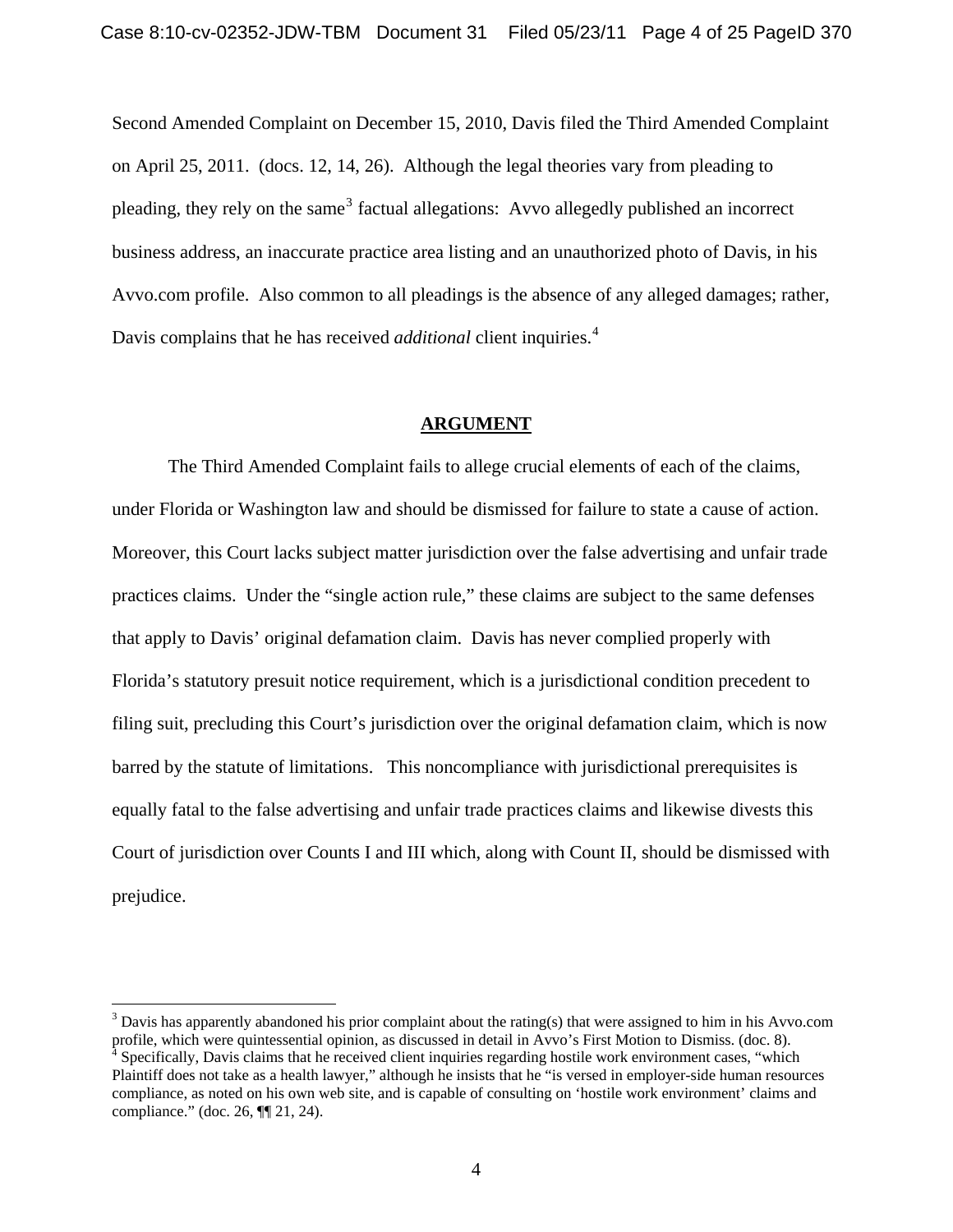Second Amended Complaint on December 15, 2010, Davis filed the Third Amended Complaint on April 25, 2011. (docs. 12, 14, 26). Although the legal theories vary from pleading to pleading, they rely on the same[3] factual allegations: Avvo allegedly published an incorrect business address, an inaccurate practice area listing and an unauthorized photo of Davis, in his Avvo.com profile. Also common to all pleadings is the absence of any alleged damages; rather, Davis complains that he has received *additional* client inquiries.[4]

## ARGUMENT

The Third Amended Complaint fails to allege crucial elements of each of the claims, under Florida or Washington law and should be dismissed for failure to state a cause of action. Moreover, this Court lacks subject matter jurisdiction over the false advertising and unfair trade practices claims. Under the "single action rule," these claims are subject to the same defenses that apply to Davis' original defamation claim. Davis has never complied properly with Florida's statutory presuit notice requirement, which is a jurisdictional condition precedent to filing suit, precluding this Court's jurisdiction over the original defamation claim, which is now barred by the statute of limitations. This noncompliance with jurisdictional prerequisites is equally fatal to the false advertising and unfair trade practices claims and likewise divests this Court of jurisdiction over Counts I and III which, along with Count II, should be dismissed with prejudice.

---

[3] Davis has apparently abandoned his prior complaint about the rating(s) that were assigned to him in his Avvo.com profile, which were quintessential opinion, as discussed in detail in Avvo's First Motion to Dismiss. (doc. 8).

[4] Specifically, Davis claims that he received client inquiries regarding hostile work environment cases, "which Plaintiff does not take as a health lawyer," although he insists that he "is versed in employer-side human resources compliance, as noted on his own web site, and is capable of consulting on 'hostile work environment' claims and compliance." (doc. 26, ¶¶ 21, 24).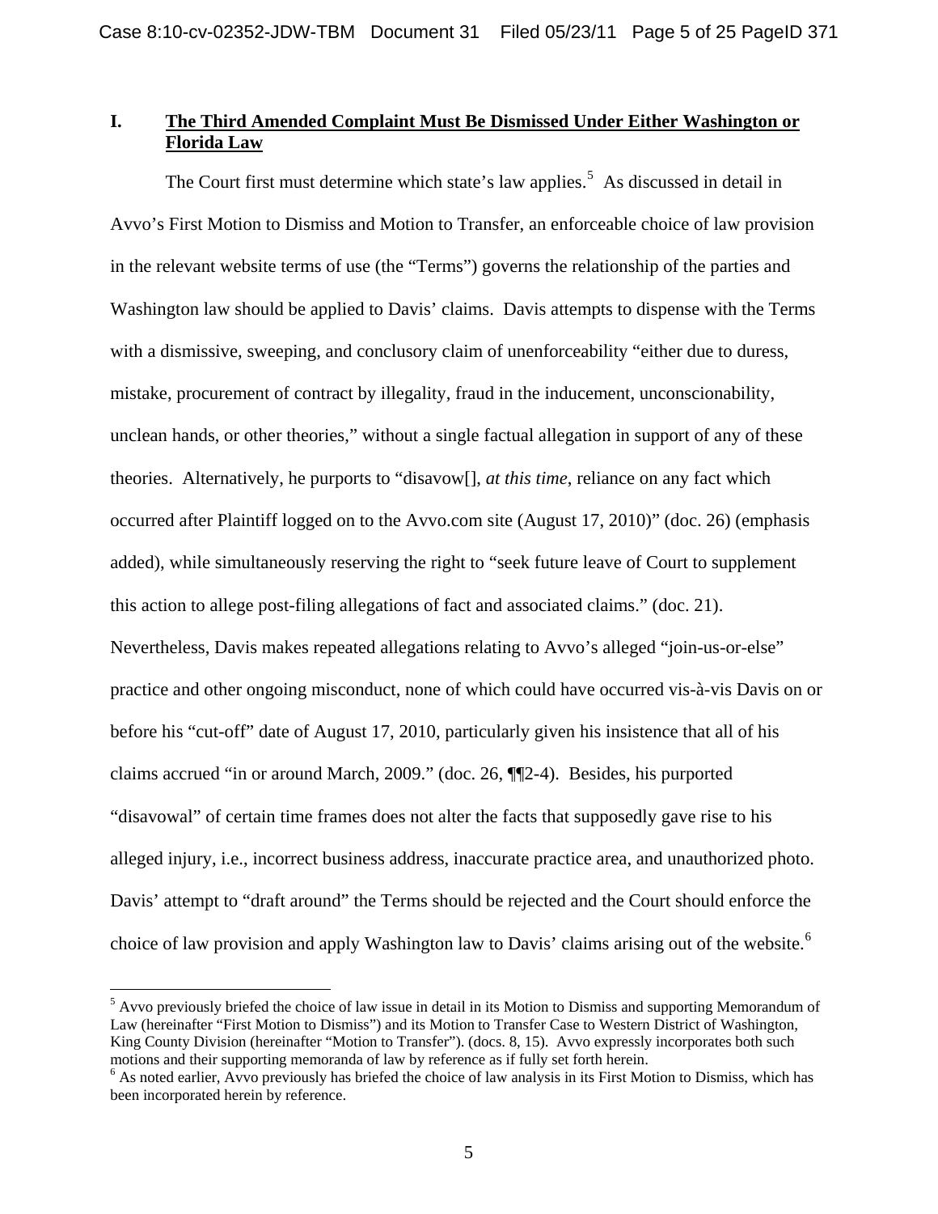## I. **The Third Amended Complaint Must Be Dismissed Under Either Washington or Florida Law**

The Court first must determine which state's law applies.[5] As discussed in detail in Avvo's First Motion to Dismiss and Motion to Transfer, an enforceable choice of law provision in the relevant website terms of use (the "Terms") governs the relationship of the parties and Washington law should be applied to Davis' claims. Davis attempts to dispense with the Terms with a dismissive, sweeping, and conclusory claim of unenforceability "either due to duress, mistake, procurement of contract by illegality, fraud in the inducement, unconscionability, unclean hands, or other theories," without a single factual allegation in support of any of these theories. Alternatively, he purports to "disavow[], *at this time*, reliance on any fact which occurred after Plaintiff logged on to the Avvo.com site (August 17, 2010)" (doc. 26) (emphasis added), while simultaneously reserving the right to "seek future leave of Court to supplement this action to allege post-filing allegations of fact and associated claims." (doc. 21). Nevertheless, Davis makes repeated allegations relating to Avvo's alleged "join-us-or-else" practice and other ongoing misconduct, none of which could have occurred vis-à-vis Davis on or before his "cut-off" date of August 17, 2010, particularly given his insistence that all of his claims accrued "in or around March, 2009." (doc. 26, ¶¶2-4). Besides, his purported "disavowal" of certain time frames does not alter the facts that supposedly gave rise to his alleged injury, i.e., incorrect business address, inaccurate practice area, and unauthorized photo. Davis' attempt to "draft around" the Terms should be rejected and the Court should enforce the choice of law provision and apply Washington law to Davis' claims arising out of the website.[6]

---

[5] Avvo previously briefed the choice of law issue in detail in its Motion to Dismiss and supporting Memorandum of Law (hereinafter "First Motion to Dismiss") and its Motion to Transfer Case to Western District of Washington, King County Division (hereinafter "Motion to Transfer"). (docs. 8, 15). Avvo expressly incorporates both such motions and their supporting memoranda of law by reference as if fully set forth herein.

[6] As noted earlier, Avvo previously has briefed the choice of law analysis in its First Motion to Dismiss, which has been incorporated herein by reference.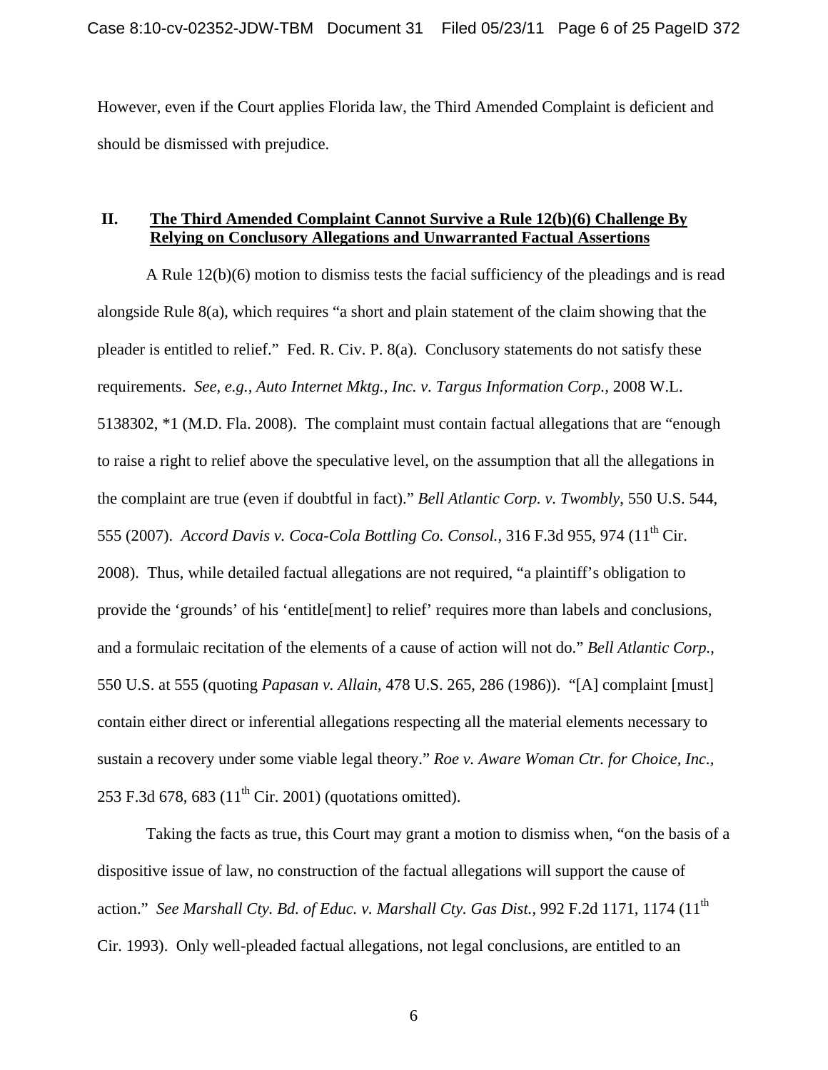However, even if the Court applies Florida law, the Third Amended Complaint is deficient and should be dismissed with prejudice.

## II. **The Third Amended Complaint Cannot Survive a Rule 12(b)(6) Challenge By Relying on Conclusory Allegations and Unwarranted Factual Assertions**

A Rule 12(b)(6) motion to dismiss tests the facial sufficiency of the pleadings and is read alongside Rule 8(a), which requires "a short and plain statement of the claim showing that the pleader is entitled to relief." Fed. R. Civ. P. 8(a). Conclusory statements do not satisfy these requirements. *See, e.g., Auto Internet Mktg., Inc. v. Targus Information Corp.*, 2008 W.L. 5138302, *1 (M.D. Fla. 2008). The complaint must contain factual allegations that are "enough to raise a right to relief above the speculative level, on the assumption that all the allegations in the complaint are true (even if doubtful in fact)." *Bell Atlantic Corp. v. Twombly*, 550 U.S. 544, 555 (2007). *Accord Davis v. Coca-Cola Bottling Co. Consol.*, 316 F.3d 955, 974 (11th Cir. 2008). Thus, while detailed factual allegations are not required, "a plaintiff's obligation to provide the 'grounds' of his 'entitle[ment] to relief' requires more than labels and conclusions, and a formulaic recitation of the elements of a cause of action will not do." *Bell Atlantic Corp.*, 550 U.S. at 555 (quoting *Papasan v. Allain*, 478 U.S. 265, 286 (1986)). "[A] complaint [must] contain either direct or inferential allegations respecting all the material elements necessary to sustain a recovery under some viable legal theory." *Roe v. Aware Woman Ctr. for Choice, Inc.*, 253 F.3d 678, 683 (11th Cir. 2001) (quotations omitted).

Taking the facts as true, this Court may grant a motion to dismiss when, "on the basis of a dispositive issue of law, no construction of the factual allegations will support the cause of action." *See Marshall Cty. Bd. of Educ. v. Marshall Cty. Gas Dist.*, 992 F.2d 1171, 1174 (11th Cir. 1993). Only well-pleaded factual allegations, not legal conclusions, are entitled to an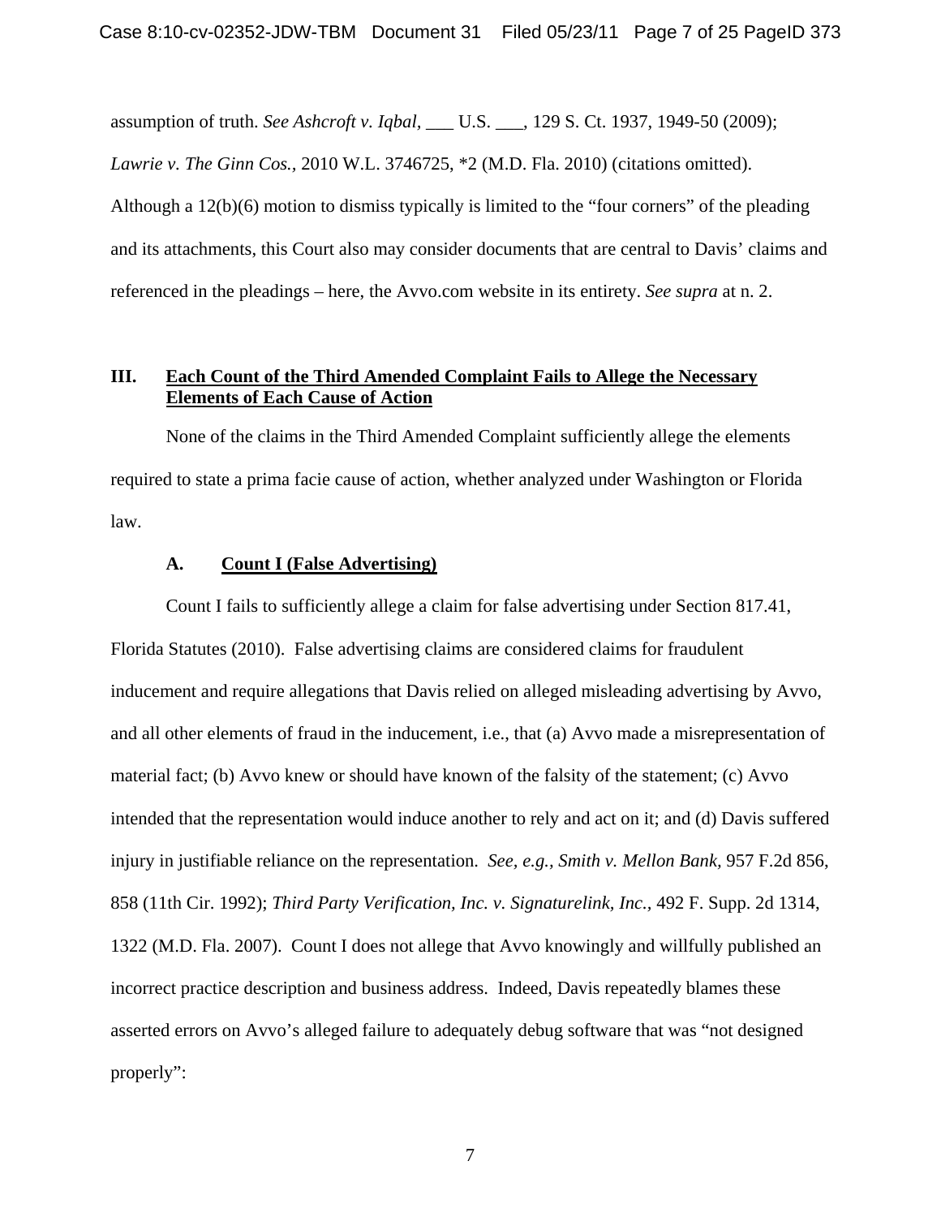assumption of truth. *See Ashcroft v. Iqbal*, ___ U.S. ___, 129 S. Ct. 1937, 1949-50 (2009); *Lawrie v. The Ginn Cos.*, 2010 W.L. 3746725, *2 (M.D. Fla. 2010) (citations omitted). Although a 12(b)(6) motion to dismiss typically is limited to the "four corners" of the pleading and its attachments, this Court also may consider documents that are central to Davis' claims and referenced in the pleadings – here, the Avvo.com website in its entirety. *See supra* at n. 2.

## III. Each Count of the Third Amended Complaint Fails to Allege the Necessary Elements of Each Cause of Action

None of the claims in the Third Amended Complaint sufficiently allege the elements required to state a prima facie cause of action, whether analyzed under Washington or Florida law.

### A. Count I (False Advertising)

Count I fails to sufficiently allege a claim for false advertising under Section 817.41, Florida Statutes (2010). False advertising claims are considered claims for fraudulent inducement and require allegations that Davis relied on alleged misleading advertising by Avvo, and all other elements of fraud in the inducement, i.e., that (a) Avvo made a misrepresentation of material fact; (b) Avvo knew or should have known of the falsity of the statement; (c) Avvo intended that the representation would induce another to rely and act on it; and (d) Davis suffered injury in justifiable reliance on the representation. *See, e.g., Smith v. Mellon Bank,* 957 F.2d 856, 858 (11th Cir. 1992); *Third Party Verification, Inc. v. Signaturelink, Inc.,* 492 F. Supp. 2d 1314, 1322 (M.D. Fla. 2007). Count I does not allege that Avvo knowingly and willfully published an incorrect practice description and business address. Indeed, Davis repeatedly blames these asserted errors on Avvo's alleged failure to adequately debug software that was "not designed properly":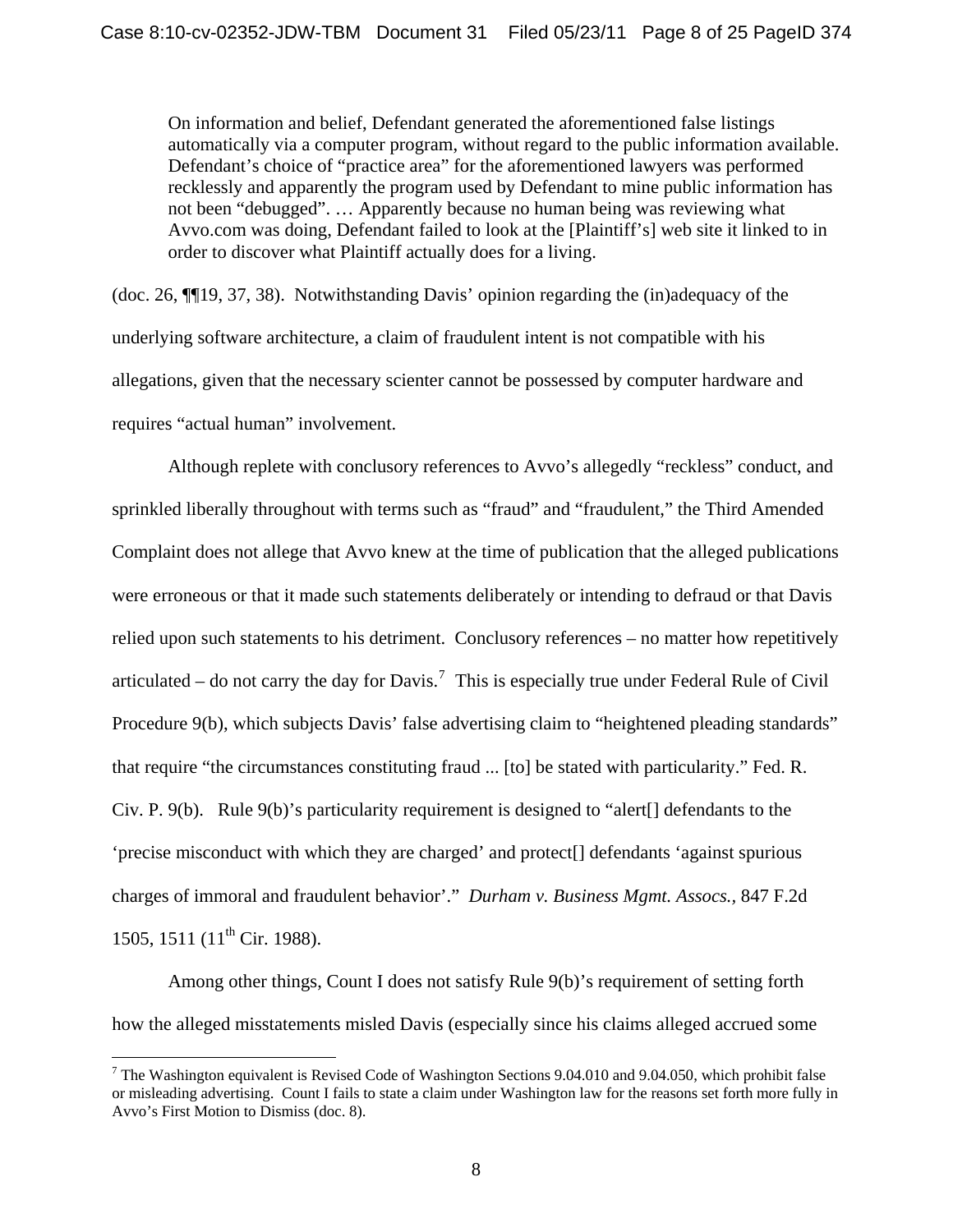> On information and belief, Defendant generated the aforementioned false listings automatically via a computer program, without regard to the public information available. Defendant's choice of "practice area" for the aforementioned lawyers was performed recklessly and apparently the program used by Defendant to mine public information has not been "debugged". … Apparently because no human being was reviewing what Avvo.com was doing, Defendant failed to look at the [Plaintiff's] web site it linked to in order to discover what Plaintiff actually does for a living.

(doc. 26, ¶¶19, 37, 38). Notwithstanding Davis' opinion regarding the (in)adequacy of the underlying software architecture, a claim of fraudulent intent is not compatible with his allegations, given that the necessary scienter cannot be possessed by computer hardware and requires "actual human" involvement.

Although replete with conclusory references to Avvo's allegedly "reckless" conduct, and sprinkled liberally throughout with terms such as "fraud" and "fraudulent," the Third Amended Complaint does not allege that Avvo knew at the time of publication that the alleged publications were erroneous or that it made such statements deliberately or intending to defraud or that Davis relied upon such statements to his detriment. Conclusory references – no matter how repetitively articulated – do not carry the day for Davis.[7] This is especially true under Federal Rule of Civil Procedure 9(b), which subjects Davis' false advertising claim to "heightened pleading standards" that require "the circumstances constituting fraud ... [to] be stated with particularity." Fed. R. Civ. P. 9(b). Rule 9(b)'s particularity requirement is designed to "alert[] defendants to the 'precise misconduct with which they are charged' and protect[] defendants 'against spurious charges of immoral and fraudulent behavior'." *Durham v. Business Mgmt. Assocs.*, 847 F.2d 1505, 1511 (11th Cir. 1988).

Among other things, Count I does not satisfy Rule 9(b)'s requirement of setting forth how the alleged misstatements misled Davis (especially since his claims alleged accrued some

[7] The Washington equivalent is Revised Code of Washington Sections 9.04.010 and 9.04.050, which prohibit false or misleading advertising. Count I fails to state a claim under Washington law for the reasons set forth more fully in Avvo's First Motion to Dismiss (doc. 8).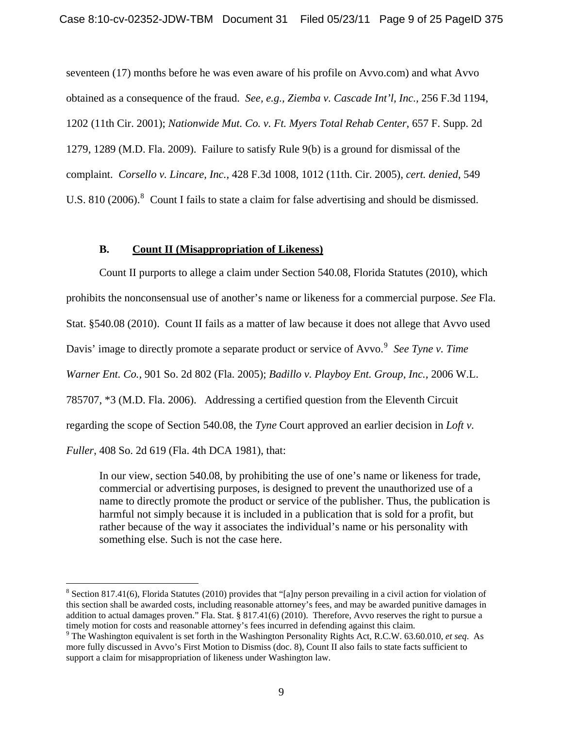seventeen (17) months before he was even aware of his profile on Avvo.com) and what Avvo obtained as a consequence of the fraud. *See, e.g., Ziemba v. Cascade Int'l, Inc.*, 256 F.3d 1194, 1202 (11th Cir. 2001); *Nationwide Mut. Co. v. Ft. Myers Total Rehab Center*, 657 F. Supp. 2d 1279, 1289 (M.D. Fla. 2009). Failure to satisfy Rule 9(b) is a ground for dismissal of the complaint. *Corsello v. Lincare, Inc.*, 428 F.3d 1008, 1012 (11th. Cir. 2005), *cert. denied*, 549 U.S. 810 (2006).[8] Count I fails to state a claim for false advertising and should be dismissed.

**B. Count II (Misappropriation of Likeness)**

Count II purports to allege a claim under Section 540.08, Florida Statutes (2010), which prohibits the nonconsensual use of another's name or likeness for a commercial purpose. *See* Fla. Stat. §540.08 (2010). Count II fails as a matter of law because it does not allege that Avvo used Davis' image to directly promote a separate product or service of Avvo.[9] *See Tyne v. Time Warner Ent. Co.*, 901 So. 2d 802 (Fla. 2005); *Badillo v. Playboy Ent. Group, Inc.*, 2006 W.L. 785707, *3 (M.D. Fla. 2006). Addressing a certified question from the Eleventh Circuit regarding the scope of Section 540.08, the *Tyne* Court approved an earlier decision in *Loft v. Fuller*, 408 So. 2d 619 (Fla. 4th DCA 1981), that:

> In our view, section 540.08, by prohibiting the use of one's name or likeness for trade, commercial or advertising purposes, is designed to prevent the unauthorized use of a name to directly promote the product or service of the publisher. Thus, the publication is harmful not simply because it is included in a publication that is sold for a profit, but rather because of the way it associates the individual's name or his personality with something else. Such is not the case here.

---

[8] Section 817.41(6), Florida Statutes (2010) provides that "[a]ny person prevailing in a civil action for violation of this section shall be awarded costs, including reasonable attorney's fees, and may be awarded punitive damages in addition to actual damages proven." Fla. Stat. § 817.41(6) (2010). Therefore, Avvo reserves the right to pursue a timely motion for costs and reasonable attorney's fees incurred in defending against this claim.

[9] The Washington equivalent is set forth in the Washington Personality Rights Act, R.C.W. 63.60.010, *et seq*. As more fully discussed in Avvo's First Motion to Dismiss (doc. 8), Count II also fails to state facts sufficient to support a claim for misappropriation of likeness under Washington law.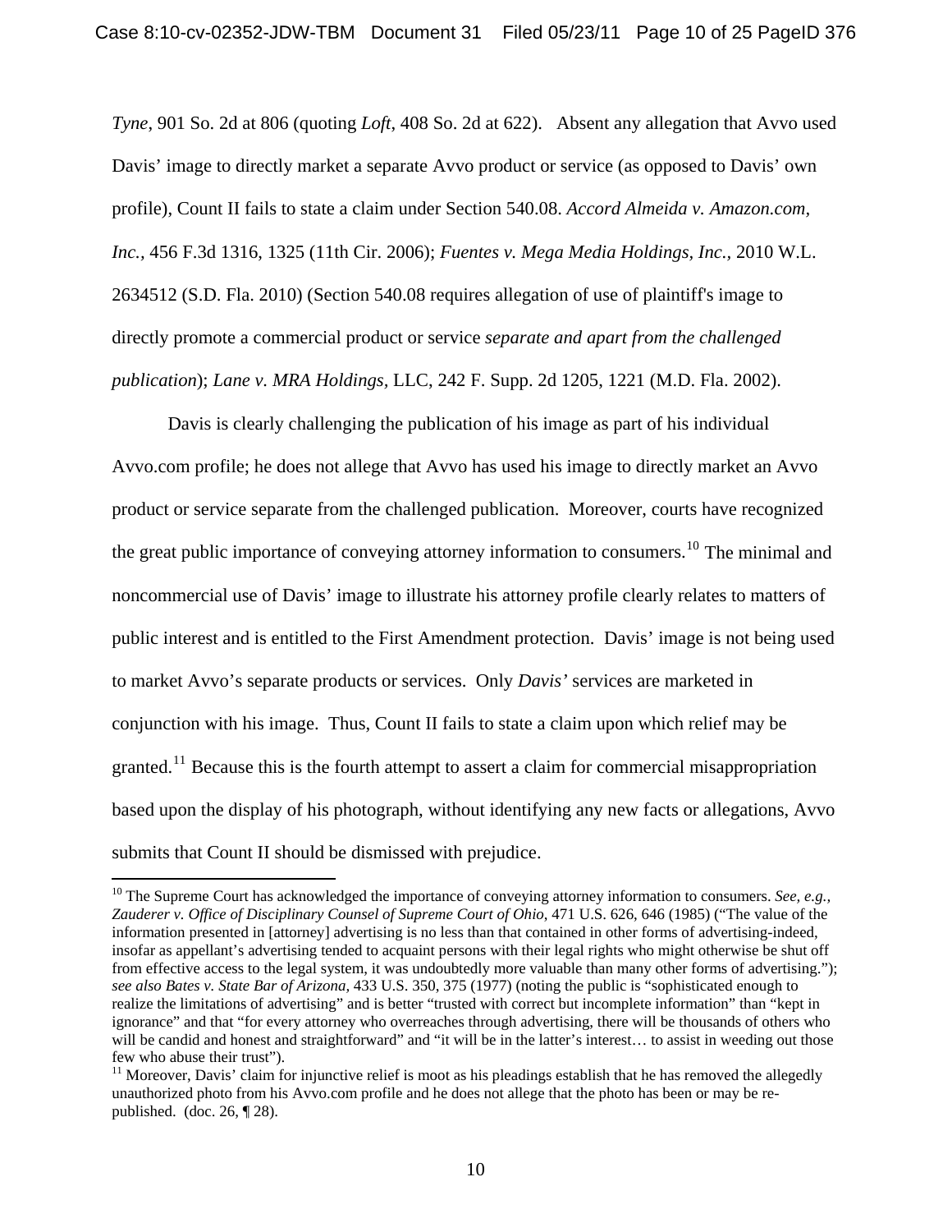*Tyne*, 901 So. 2d at 806 (quoting *Loft*, 408 So. 2d at 622). Absent any allegation that Avvo used Davis' image to directly market a separate Avvo product or service (as opposed to Davis' own profile), Count II fails to state a claim under Section 540.08. *Accord Almeida v. Amazon.com, Inc.*, 456 F.3d 1316, 1325 (11th Cir. 2006); *Fuentes v. Mega Media Holdings, Inc.*, 2010 W.L. 2634512 (S.D. Fla. 2010) (Section 540.08 requires allegation of use of plaintiff's image to directly promote a commercial product or service *separate and apart from the challenged publication*); *Lane v. MRA Holdings*, LLC, 242 F. Supp. 2d 1205, 1221 (M.D. Fla. 2002).

Davis is clearly challenging the publication of his image as part of his individual Avvo.com profile; he does not allege that Avvo has used his image to directly market an Avvo product or service separate from the challenged publication. Moreover, courts have recognized the great public importance of conveying attorney information to consumers.[10] The minimal and noncommercial use of Davis' image to illustrate his attorney profile clearly relates to matters of public interest and is entitled to the First Amendment protection. Davis' image is not being used to market Avvo's separate products or services. Only *Davis'* services are marketed in conjunction with his image. Thus, Count II fails to state a claim upon which relief may be granted.[11] Because this is the fourth attempt to assert a claim for commercial misappropriation based upon the display of his photograph, without identifying any new facts or allegations, Avvo submits that Count II should be dismissed with prejudice.

---

[10] The Supreme Court has acknowledged the importance of conveying attorney information to consumers. *See, e.g., Zauderer v. Office of Disciplinary Counsel of Supreme Court of Ohio*, 471 U.S. 626, 646 (1985) ("The value of the information presented in [attorney] advertising is no less than that contained in other forms of advertising-indeed, insofar as appellant's advertising tended to acquaint persons with their legal rights who might otherwise be shut off from effective access to the legal system, it was undoubtedly more valuable than many other forms of advertising."); *see also Bates v. State Bar of Arizona*, 433 U.S. 350, 375 (1977) (noting the public is "sophisticated enough to realize the limitations of advertising" and is better "trusted with correct but incomplete information" than "kept in ignorance" and that "for every attorney who overreaches through advertising, there will be thousands of others who will be candid and honest and straightforward" and "it will be in the latter's interest… to assist in weeding out those few who abuse their trust").

[11] Moreover, Davis' claim for injunctive relief is moot as his pleadings establish that he has removed the allegedly unauthorized photo from his Avvo.com profile and he does not allege that the photo has been or may be re-published. (doc. 26, ¶ 28).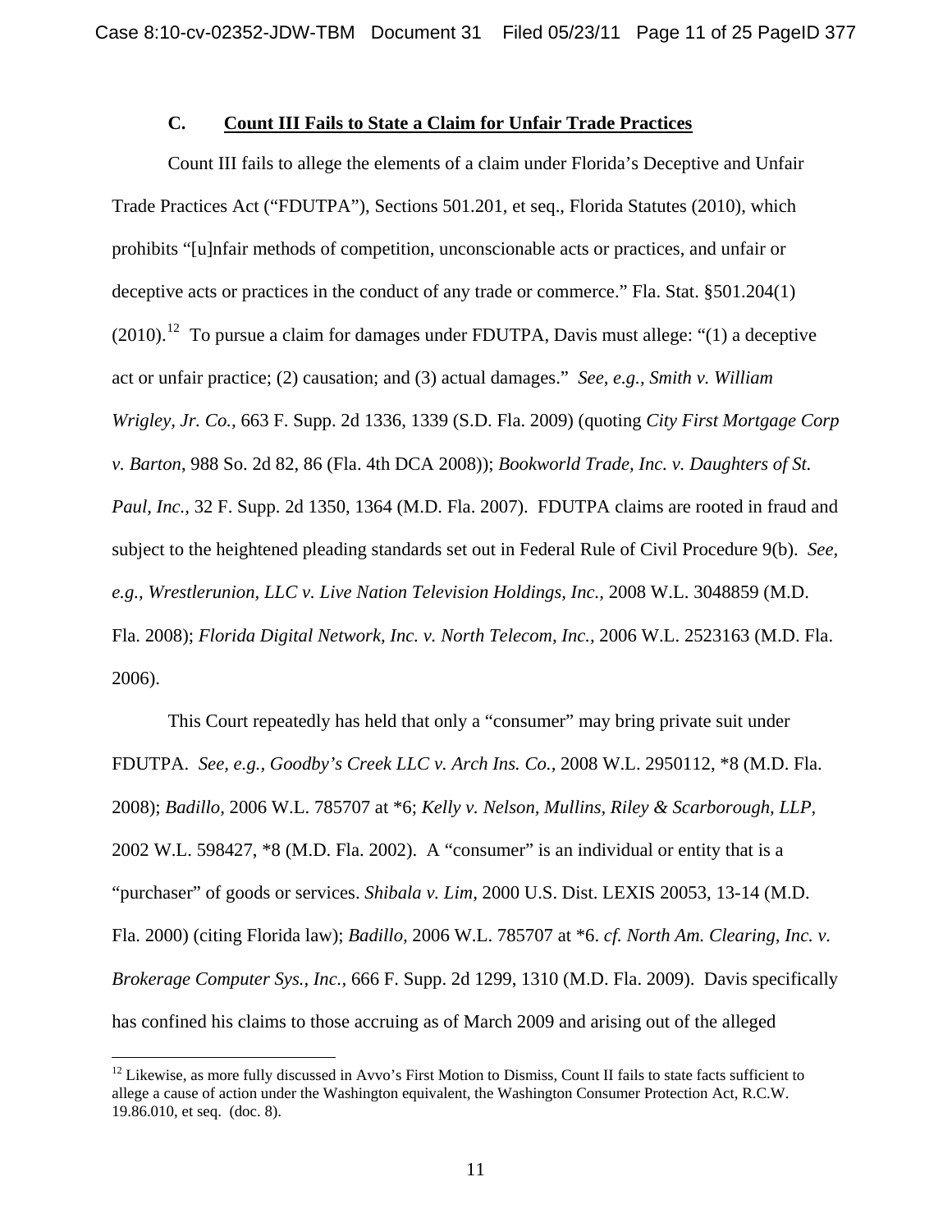### C. Count III Fails to State a Claim for Unfair Trade Practices

Count III fails to allege the elements of a claim under Florida's Deceptive and Unfair Trade Practices Act ("FDUTPA"), Sections 501.201, et seq., Florida Statutes (2010), which prohibits "[u]nfair methods of competition, unconscionable acts or practices, and unfair or deceptive acts or practices in the conduct of any trade or commerce." Fla. Stat. §501.204(1) (2010).[12] To pursue a claim for damages under FDUTPA, Davis must allege: "(1) a deceptive act or unfair practice; (2) causation; and (3) actual damages." *See, e.g., Smith v. William Wrigley, Jr. Co.*, 663 F. Supp. 2d 1336, 1339 (S.D. Fla. 2009) (quoting *City First Mortgage Corp v. Barton*, 988 So. 2d 82, 86 (Fla. 4th DCA 2008)); *Bookworld Trade, Inc. v. Daughters of St. Paul, Inc.*, 32 F. Supp. 2d 1350, 1364 (M.D. Fla. 2007). FDUTPA claims are rooted in fraud and subject to the heightened pleading standards set out in Federal Rule of Civil Procedure 9(b). *See, e.g., Wrestlerunion, LLC v. Live Nation Television Holdings, Inc.*, 2008 W.L. 3048859 (M.D. Fla. 2008); *Florida Digital Network, Inc. v. North Telecom, Inc.*, 2006 W.L. 2523163 (M.D. Fla. 2006).

This Court repeatedly has held that only a "consumer" may bring private suit under FDUTPA. *See, e.g., Goodby's Creek LLC v. Arch Ins. Co.*, 2008 W.L. 2950112, *8 (M.D. Fla. 2008); *Badillo*, 2006 W.L. 785707 at *6; *Kelly v. Nelson, Mullins, Riley & Scarborough, LLP*, 2002 W.L. 598427, *8 (M.D. Fla. 2002). A "consumer" is an individual or entity that is a "purchaser" of goods or services. *Shibala v. Lim*, 2000 U.S. Dist. LEXIS 20053, 13-14 (M.D. Fla. 2000) (citing Florida law); *Badillo*, 2006 W.L. 785707 at *6. *cf. North Am. Clearing, Inc. v. Brokerage Computer Sys., Inc.*, 666 F. Supp. 2d 1299, 1310 (M.D. Fla. 2009). Davis specifically has confined his claims to those accruing as of March 2009 and arising out of the alleged

---

[12] Likewise, as more fully discussed in Avvo's First Motion to Dismiss, Count II fails to state facts sufficient to allege a cause of action under the Washington equivalent, the Washington Consumer Protection Act, R.C.W. 19.86.010, et seq. (doc. 8).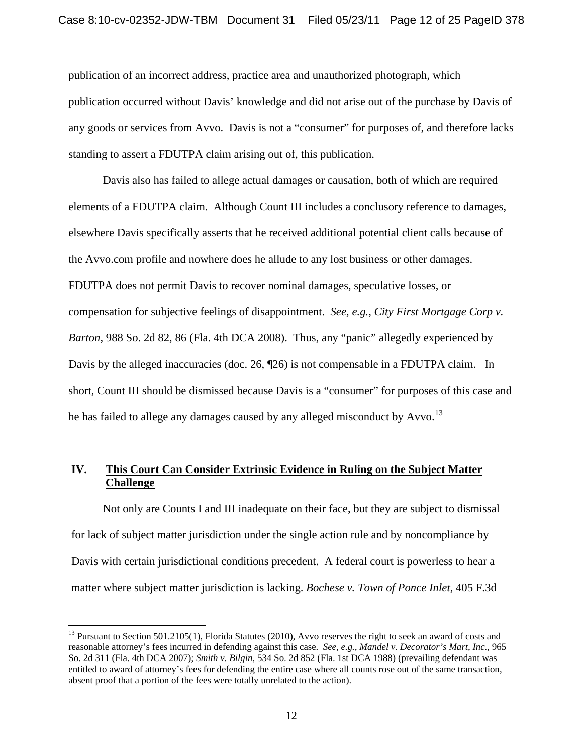publication of an incorrect address, practice area and unauthorized photograph, which publication occurred without Davis' knowledge and did not arise out of the purchase by Davis of any goods or services from Avvo. Davis is not a "consumer" for purposes of, and therefore lacks standing to assert a FDUTPA claim arising out of, this publication.

Davis also has failed to allege actual damages or causation, both of which are required elements of a FDUTPA claim. Although Count III includes a conclusory reference to damages, elsewhere Davis specifically asserts that he received additional potential client calls because of the Avvo.com profile and nowhere does he allude to any lost business or other damages. FDUTPA does not permit Davis to recover nominal damages, speculative losses, or compensation for subjective feelings of disappointment. *See, e.g.*, *City First Mortgage Corp v. Barton*, 988 So. 2d 82, 86 (Fla. 4th DCA 2008). Thus, any "panic" allegedly experienced by Davis by the alleged inaccuracies (doc. 26, ¶26) is not compensable in a FDUTPA claim. In short, Count III should be dismissed because Davis is a "consumer" for purposes of this case and he has failed to allege any damages caused by any alleged misconduct by Avvo.[13]

## IV. <u>This Court Can Consider Extrinsic Evidence in Ruling on the Subject Matter Challenge</u>

Not only are Counts I and III inadequate on their face, but they are subject to dismissal for lack of subject matter jurisdiction under the single action rule and by noncompliance by Davis with certain jurisdictional conditions precedent. A federal court is powerless to hear a matter where subject matter jurisdiction is lacking. *Bochese v. Town of Ponce Inlet*, 405 F.3d

---

[13] Pursuant to Section 501.2105(1), Florida Statutes (2010), Avvo reserves the right to seek an award of costs and reasonable attorney's fees incurred in defending against this case. *See, e.g., Mandel v. Decorator's Mart, Inc.,* 965 So. 2d 311 (Fla. 4th DCA 2007); *Smith v. Bilgin*, 534 So. 2d 852 (Fla. 1st DCA 1988) (prevailing defendant was entitled to award of attorney's fees for defending the entire case where all counts rose out of the same transaction, absent proof that a portion of the fees were totally unrelated to the action).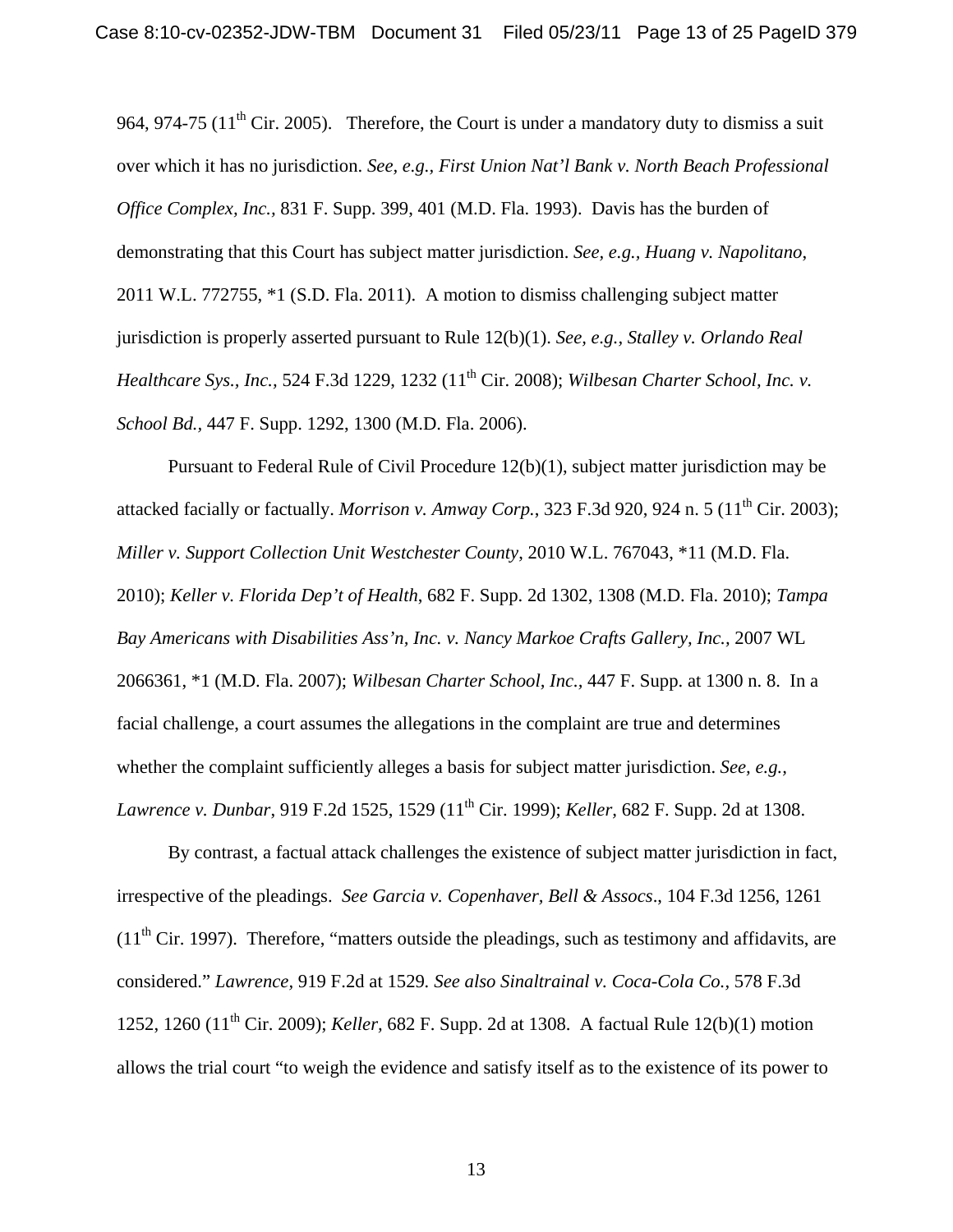964, 974-75 (11th Cir. 2005). Therefore, the Court is under a mandatory duty to dismiss a suit over which it has no jurisdiction. *See, e.g., First Union Nat'l Bank v. North Beach Professional Office Complex, Inc.*, 831 F. Supp. 399, 401 (M.D. Fla. 1993). Davis has the burden of demonstrating that this Court has subject matter jurisdiction. *See, e.g., Huang v. Napolitano*, 2011 W.L. 772755, *1 (S.D. Fla. 2011). A motion to dismiss challenging subject matter jurisdiction is properly asserted pursuant to Rule 12(b)(1). *See, e.g., Stalley v. Orlando Real Healthcare Sys., Inc.*, 524 F.3d 1229, 1232 (11th Cir. 2008); *Wilbesan Charter School, Inc. v. School Bd.*, 447 F. Supp. 1292, 1300 (M.D. Fla. 2006).

Pursuant to Federal Rule of Civil Procedure 12(b)(1), subject matter jurisdiction may be attacked facially or factually. *Morrison v. Amway Corp.*, 323 F.3d 920, 924 n. 5 (11th Cir. 2003); *Miller v. Support Collection Unit Westchester County*, 2010 W.L. 767043, *11 (M.D. Fla. 2010); *Keller v. Florida Dep't of Health*, 682 F. Supp. 2d 1302, 1308 (M.D. Fla. 2010); *Tampa Bay Americans with Disabilities Ass'n, Inc. v. Nancy Markoe Crafts Gallery, Inc.*, 2007 WL 2066361, *1 (M.D. Fla. 2007); *Wilbesan Charter School, Inc.*, 447 F. Supp. at 1300 n. 8. In a facial challenge, a court assumes the allegations in the complaint are true and determines whether the complaint sufficiently alleges a basis for subject matter jurisdiction. *See, e.g., Lawrence v. Dunbar*, 919 F.2d 1525, 1529 (11th Cir. 1999); *Keller*, 682 F. Supp. 2d at 1308.

By contrast, a factual attack challenges the existence of subject matter jurisdiction in fact, irrespective of the pleadings. *See Garcia v. Copenhaver, Bell & Assocs*., 104 F.3d 1256, 1261 (11th Cir. 1997). Therefore, "matters outside the pleadings, such as testimony and affidavits, are considered." *Lawrence*, 919 F.2d at 1529*. See also Sinaltrainal v. Coca-Cola Co.*, 578 F.3d 1252, 1260 (11th Cir. 2009); *Keller*, 682 F. Supp. 2d at 1308. A factual Rule 12(b)(1) motion allows the trial court "to weigh the evidence and satisfy itself as to the existence of its power to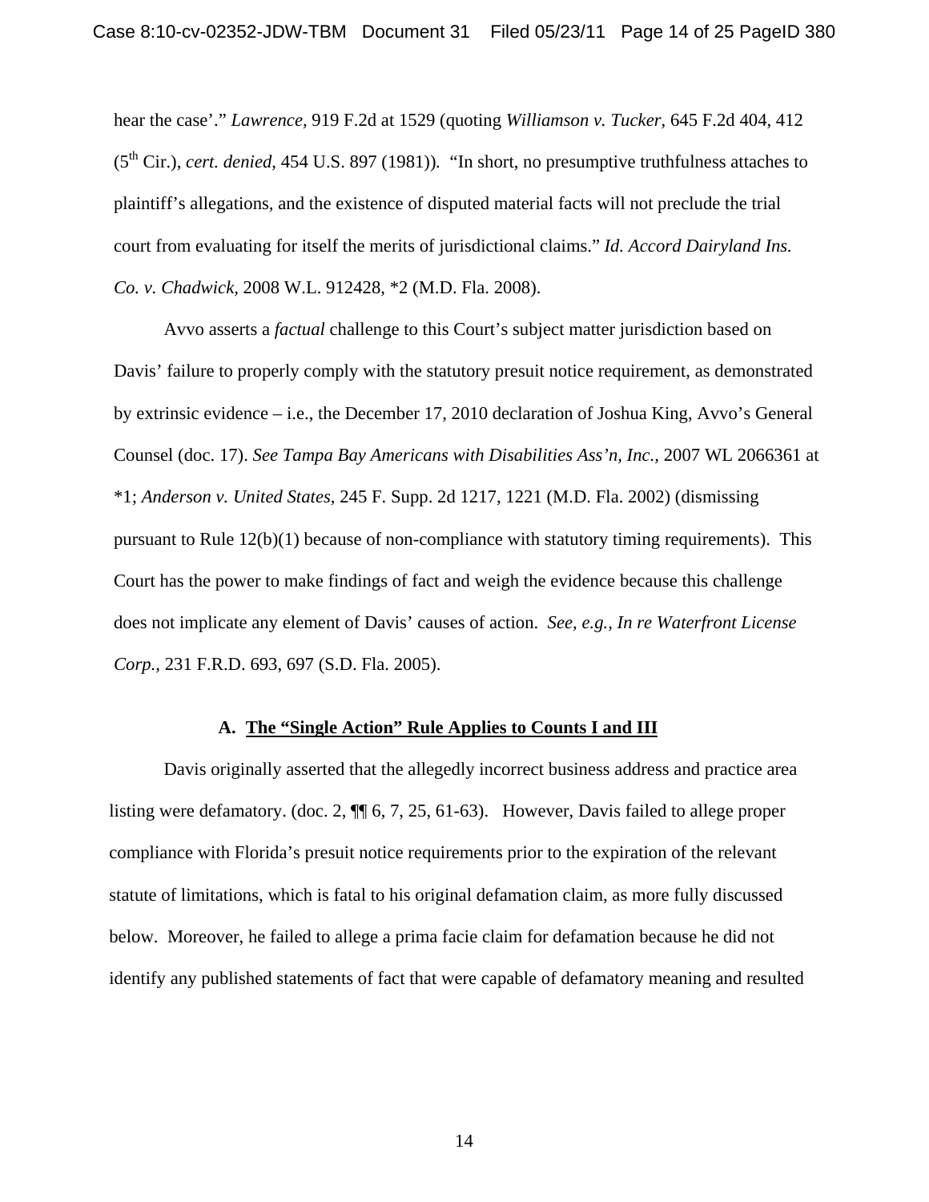hear the case'." *Lawrence*, 919 F.2d at 1529 (quoting *Williamson v. Tucker*, 645 F.2d 404, 412 (5th Cir.), *cert. denied*, 454 U.S. 897 (1981)). "In short, no presumptive truthfulness attaches to plaintiff's allegations, and the existence of disputed material facts will not preclude the trial court from evaluating for itself the merits of jurisdictional claims." *Id. Accord Dairyland Ins. Co. v. Chadwick*, 2008 W.L. 912428, *2 (M.D. Fla. 2008).

Avvo asserts a *factual* challenge to this Court's subject matter jurisdiction based on Davis' failure to properly comply with the statutory presuit notice requirement, as demonstrated by extrinsic evidence – i.e., the December 17, 2010 declaration of Joshua King, Avvo's General Counsel (doc. 17). *See Tampa Bay Americans with Disabilities Ass'n, Inc.*, 2007 WL 2066361 at *1; *Anderson v. United States*, 245 F. Supp. 2d 1217, 1221 (M.D. Fla. 2002) (dismissing pursuant to Rule 12(b)(1) because of non-compliance with statutory timing requirements). This Court has the power to make findings of fact and weigh the evidence because this challenge does not implicate any element of Davis' causes of action. *See, e.g., In re Waterfront License Corp.*, 231 F.R.D. 693, 697 (S.D. Fla. 2005).

### A. The "Single Action" Rule Applies to Counts I and III

Davis originally asserted that the allegedly incorrect business address and practice area listing were defamatory. (doc. 2, ¶¶ 6, 7, 25, 61-63). However, Davis failed to allege proper compliance with Florida's presuit notice requirements prior to the expiration of the relevant statute of limitations, which is fatal to his original defamation claim, as more fully discussed below. Moreover, he failed to allege a prima facie claim for defamation because he did not identify any published statements of fact that were capable of defamatory meaning and resulted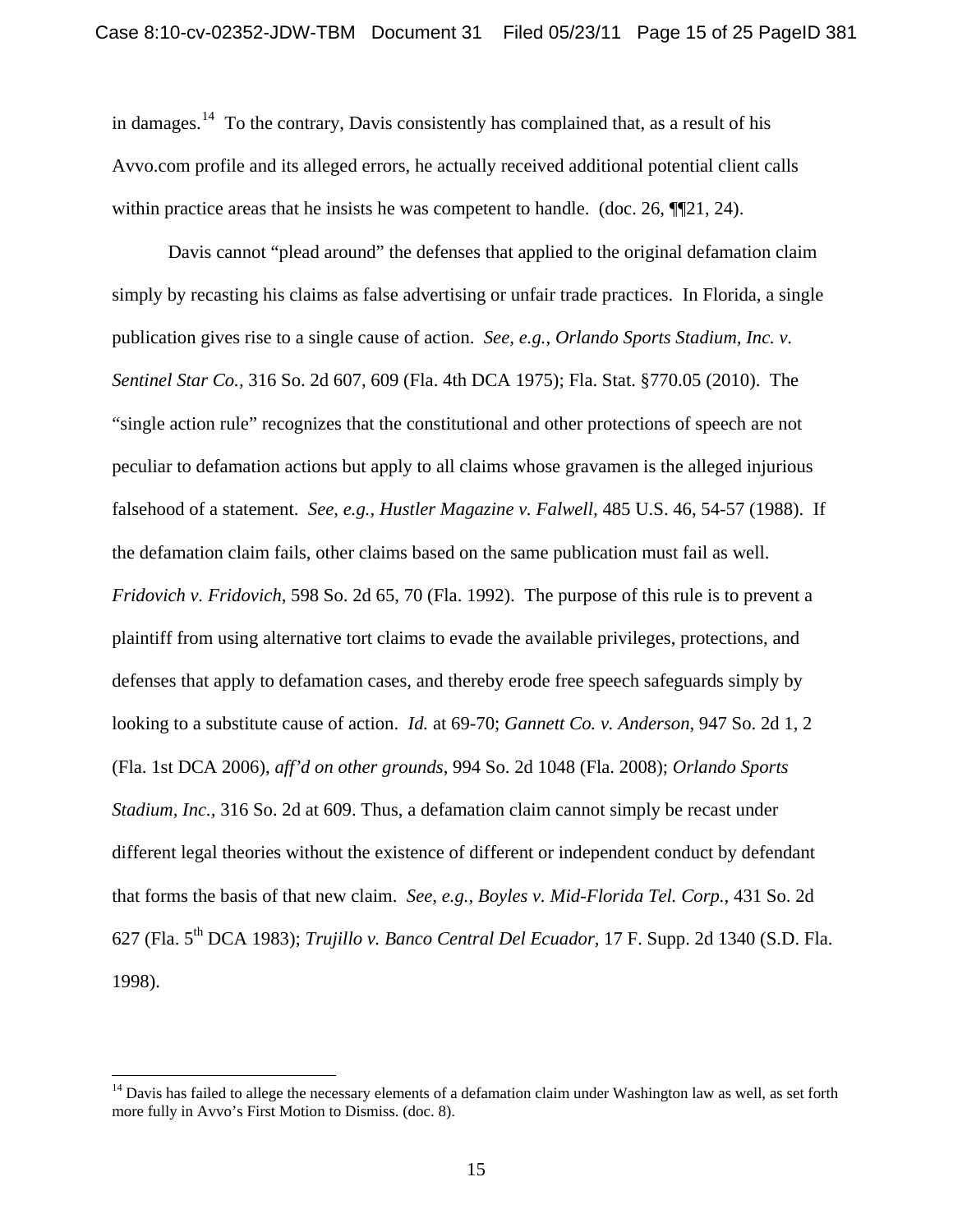in damages.[14] To the contrary, Davis consistently has complained that, as a result of his Avvo.com profile and its alleged errors, he actually received additional potential client calls within practice areas that he insists he was competent to handle. (doc. 26, ¶¶21, 24).

Davis cannot "plead around" the defenses that applied to the original defamation claim simply by recasting his claims as false advertising or unfair trade practices. In Florida, a single publication gives rise to a single cause of action. *See, e.g., Orlando Sports Stadium, Inc. v. Sentinel Star Co.*, 316 So. 2d 607, 609 (Fla. 4th DCA 1975); Fla. Stat. §770.05 (2010). The "single action rule" recognizes that the constitutional and other protections of speech are not peculiar to defamation actions but apply to all claims whose gravamen is the alleged injurious falsehood of a statement. *See, e.g., Hustler Magazine v. Falwell*, 485 U.S. 46, 54-57 (1988). If the defamation claim fails, other claims based on the same publication must fail as well. *Fridovich v. Fridovich*, 598 So. 2d 65, 70 (Fla. 1992). The purpose of this rule is to prevent a plaintiff from using alternative tort claims to evade the available privileges, protections, and defenses that apply to defamation cases, and thereby erode free speech safeguards simply by looking to a substitute cause of action. *Id.* at 69-70; *Gannett Co. v. Anderson*, 947 So. 2d 1, 2 (Fla. 1st DCA 2006), *aff'd on other grounds*, 994 So. 2d 1048 (Fla. 2008); *Orlando Sports Stadium, Inc.*, 316 So. 2d at 609. Thus, a defamation claim cannot simply be recast under different legal theories without the existence of different or independent conduct by defendant that forms the basis of that new claim. *See, e.g., Boyles v. Mid-Florida Tel. Corp.*, 431 So. 2d 627 (Fla. 5th DCA 1983); *Trujillo v. Banco Central Del Ecuador*, 17 F. Supp. 2d 1340 (S.D. Fla. 1998).

---

[14] Davis has failed to allege the necessary elements of a defamation claim under Washington law as well, as set forth more fully in Avvo's First Motion to Dismiss. (doc. 8).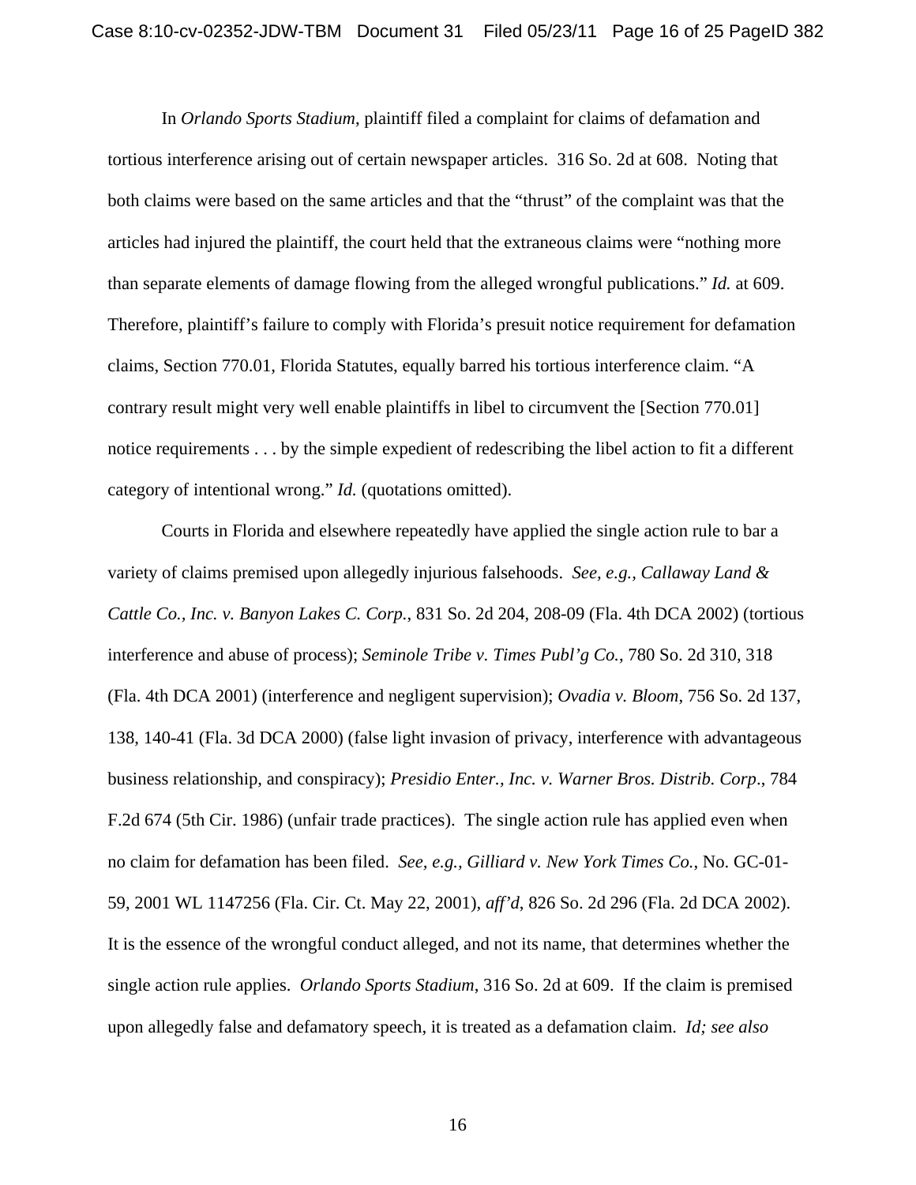In *Orlando Sports Stadium*, plaintiff filed a complaint for claims of defamation and tortious interference arising out of certain newspaper articles. 316 So. 2d at 608. Noting that both claims were based on the same articles and that the "thrust" of the complaint was that the articles had injured the plaintiff, the court held that the extraneous claims were "nothing more than separate elements of damage flowing from the alleged wrongful publications." *Id.* at 609. Therefore, plaintiff's failure to comply with Florida's presuit notice requirement for defamation claims, Section 770.01, Florida Statutes, equally barred his tortious interference claim. "A contrary result might very well enable plaintiffs in libel to circumvent the [Section 770.01] notice requirements . . . by the simple expedient of redescribing the libel action to fit a different category of intentional wrong." *Id.* (quotations omitted).

Courts in Florida and elsewhere repeatedly have applied the single action rule to bar a variety of claims premised upon allegedly injurious falsehoods. *See, e.g., Callaway Land & Cattle Co., Inc. v. Banyon Lakes C. Corp.*, 831 So. 2d 204, 208-09 (Fla. 4th DCA 2002) (tortious interference and abuse of process); *Seminole Tribe v. Times Publ'g Co.*, 780 So. 2d 310, 318 (Fla. 4th DCA 2001) (interference and negligent supervision); *Ovadia v. Bloom*, 756 So. 2d 137, 138, 140-41 (Fla. 3d DCA 2000) (false light invasion of privacy, interference with advantageous business relationship, and conspiracy); *Presidio Enter., Inc. v. Warner Bros. Distrib. Corp*., 784 F.2d 674 (5th Cir. 1986) (unfair trade practices). The single action rule has applied even when no claim for defamation has been filed. *See, e.g., Gilliard v. New York Times Co.*, No. GC-01-59, 2001 WL 1147256 (Fla. Cir. Ct. May 22, 2001), *aff'd*, 826 So. 2d 296 (Fla. 2d DCA 2002). It is the essence of the wrongful conduct alleged, and not its name, that determines whether the single action rule applies. *Orlando Sports Stadium*, 316 So. 2d at 609. If the claim is premised upon allegedly false and defamatory speech, it is treated as a defamation claim. *Id; see also*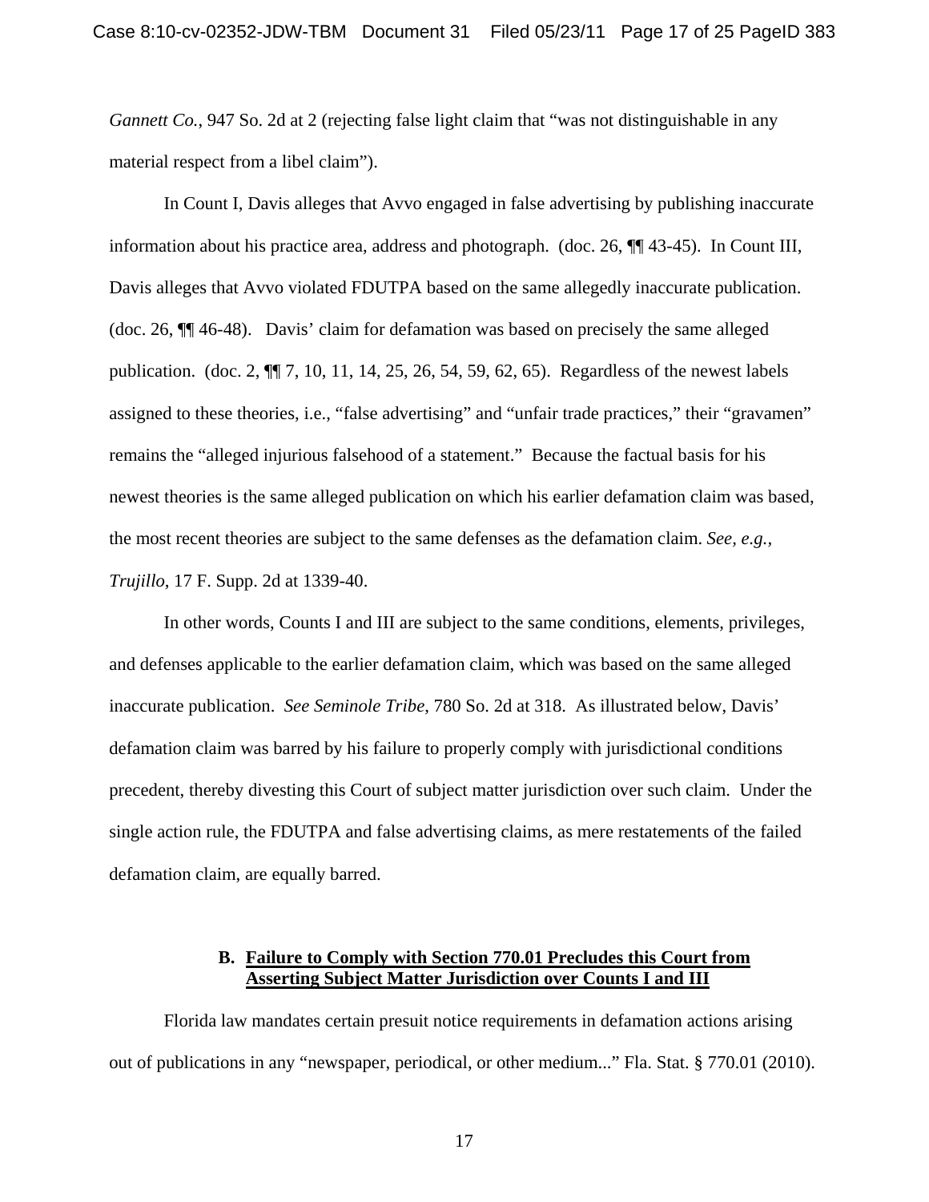*Gannett Co.*, 947 So. 2d at 2 (rejecting false light claim that "was not distinguishable in any material respect from a libel claim").

In Count I, Davis alleges that Avvo engaged in false advertising by publishing inaccurate information about his practice area, address and photograph. (doc. 26, ¶¶ 43-45). In Count III, Davis alleges that Avvo violated FDUTPA based on the same allegedly inaccurate publication. (doc. 26, ¶¶ 46-48). Davis' claim for defamation was based on precisely the same alleged publication. (doc. 2, ¶¶ 7, 10, 11, 14, 25, 26, 54, 59, 62, 65). Regardless of the newest labels assigned to these theories, i.e., "false advertising" and "unfair trade practices," their "gravamen" remains the "alleged injurious falsehood of a statement." Because the factual basis for his newest theories is the same alleged publication on which his earlier defamation claim was based, the most recent theories are subject to the same defenses as the defamation claim. *See, e.g., Trujillo*, 17 F. Supp. 2d at 1339-40.

In other words, Counts I and III are subject to the same conditions, elements, privileges, and defenses applicable to the earlier defamation claim, which was based on the same alleged inaccurate publication. *See Seminole Tribe*, 780 So. 2d at 318. As illustrated below, Davis' defamation claim was barred by his failure to properly comply with jurisdictional conditions precedent, thereby divesting this Court of subject matter jurisdiction over such claim. Under the single action rule, the FDUTPA and false advertising claims, as mere restatements of the failed defamation claim, are equally barred.

### B. Failure to Comply with Section 770.01 Precludes this Court from Asserting Subject Matter Jurisdiction over Counts I and III

Florida law mandates certain presuit notice requirements in defamation actions arising out of publications in any "newspaper, periodical, or other medium..." Fla. Stat. § 770.01 (2010).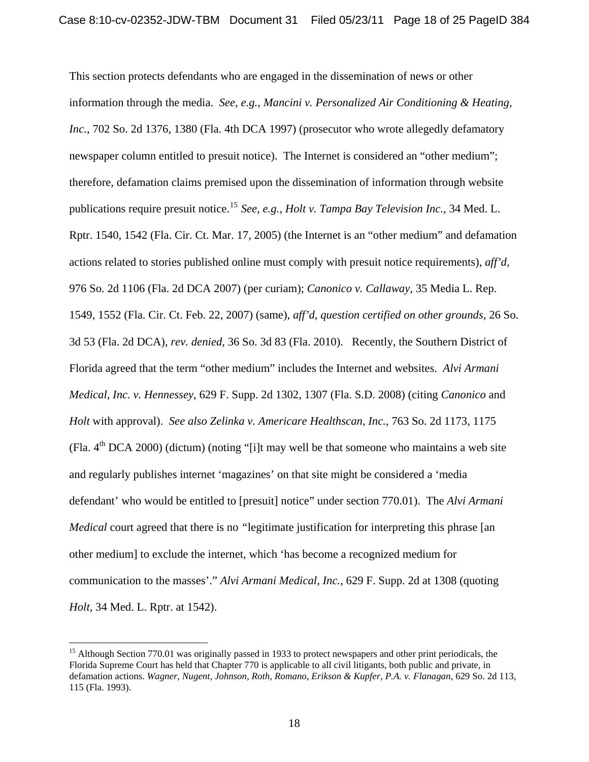This section protects defendants who are engaged in the dissemination of news or other information through the media. *See, e.g.*, *Mancini v. Personalized Air Conditioning & Heating, Inc.*, 702 So. 2d 1376, 1380 (Fla. 4th DCA 1997) (prosecutor who wrote allegedly defamatory newspaper column entitled to presuit notice). The Internet is considered an "other medium"; therefore, defamation claims premised upon the dissemination of information through website publications require presuit notice.[15] *See, e.g.*, *Holt v. Tampa Bay Television Inc.*, 34 Med. L. Rptr. 1540, 1542 (Fla. Cir. Ct. Mar. 17, 2005) (the Internet is an "other medium" and defamation actions related to stories published online must comply with presuit notice requirements), *aff'd*, 976 So. 2d 1106 (Fla. 2d DCA 2007) (per curiam); *Canonico v. Callaway*, 35 Media L. Rep. 1549, 1552 (Fla. Cir. Ct. Feb. 22, 2007) (same), *aff'd, question certified on other grounds*, 26 So. 3d 53 (Fla. 2d DCA), *rev. denied*, 36 So. 3d 83 (Fla. 2010). Recently, the Southern District of Florida agreed that the term "other medium" includes the Internet and websites. *Alvi Armani Medical, Inc. v. Hennessey*, 629 F. Supp. 2d 1302, 1307 (Fla. S.D. 2008) (citing *Canonico* and *Holt* with approval). *See also Zelinka v. Americare Healthscan, Inc.*, 763 So. 2d 1173, 1175 (Fla. 4th DCA 2000) (dictum) (noting "[i]t may well be that someone who maintains a web site and regularly publishes internet 'magazines' on that site might be considered a 'media defendant' who would be entitled to [presuit] notice" under section 770.01). The *Alvi Armani Medical* court agreed that there is no "legitimate justification for interpreting this phrase [an other medium] to exclude the internet, which 'has become a recognized medium for communication to the masses'." *Alvi Armani Medical, Inc.*, 629 F. Supp. 2d at 1308 (quoting *Holt*, 34 Med. L. Rptr. at 1542).

---

[15] Although Section 770.01 was originally passed in 1933 to protect newspapers and other print periodicals, the Florida Supreme Court has held that Chapter 770 is applicable to all civil litigants, both public and private, in defamation actions. *Wagner, Nugent, Johnson, Roth, Romano, Erikson & Kupfer, P.A. v. Flanagan*, 629 So. 2d 113, 115 (Fla. 1993).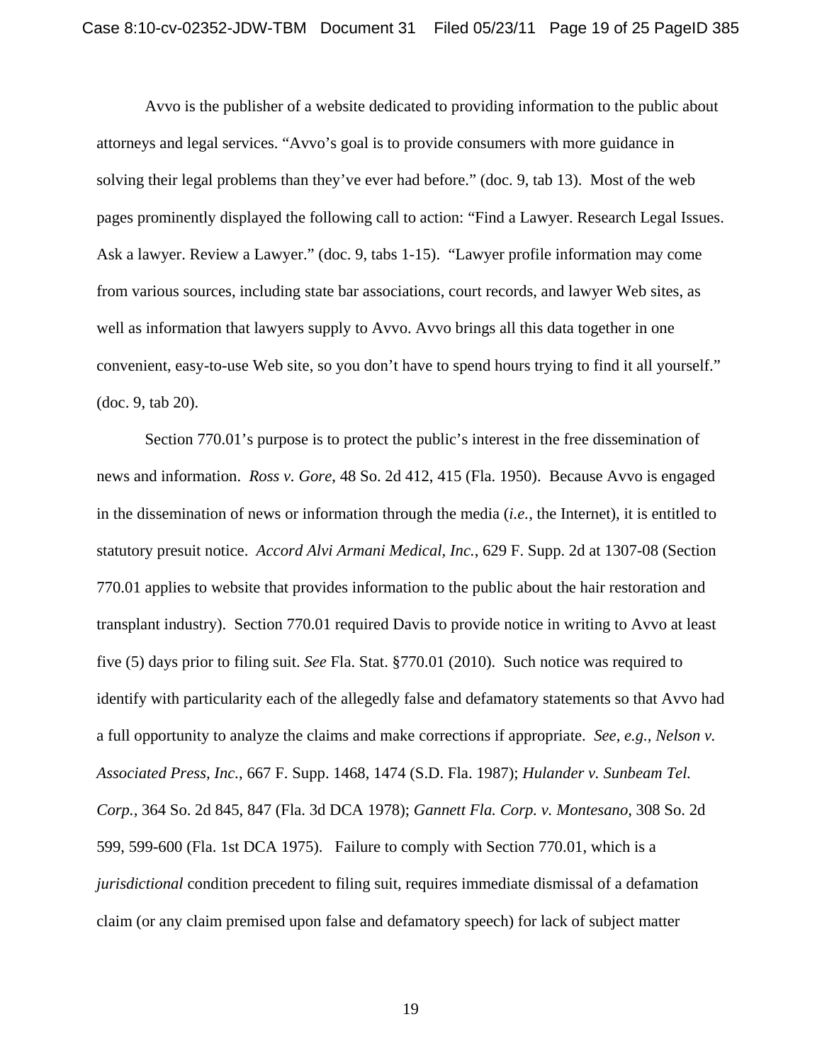Avvo is the publisher of a website dedicated to providing information to the public about attorneys and legal services. "Avvo's goal is to provide consumers with more guidance in solving their legal problems than they've ever had before." (doc. 9, tab 13). Most of the web pages prominently displayed the following call to action: "Find a Lawyer. Research Legal Issues. Ask a lawyer. Review a Lawyer." (doc. 9, tabs 1-15). "Lawyer profile information may come from various sources, including state bar associations, court records, and lawyer Web sites, as well as information that lawyers supply to Avvo. Avvo brings all this data together in one convenient, easy-to-use Web site, so you don't have to spend hours trying to find it all yourself." (doc. 9, tab 20).

Section 770.01's purpose is to protect the public's interest in the free dissemination of news and information. *Ross v. Gore*, 48 So. 2d 412, 415 (Fla. 1950). Because Avvo is engaged in the dissemination of news or information through the media (*i.e.*, the Internet), it is entitled to statutory presuit notice. *Accord Alvi Armani Medical, Inc.*, 629 F. Supp. 2d at 1307-08 (Section 770.01 applies to website that provides information to the public about the hair restoration and transplant industry). Section 770.01 required Davis to provide notice in writing to Avvo at least five (5) days prior to filing suit. *See* Fla. Stat. §770.01 (2010). Such notice was required to identify with particularity each of the allegedly false and defamatory statements so that Avvo had a full opportunity to analyze the claims and make corrections if appropriate. *See, e.g., Nelson v. Associated Press, Inc.*, 667 F. Supp. 1468, 1474 (S.D. Fla. 1987); *Hulander v. Sunbeam Tel. Corp.*, 364 So. 2d 845, 847 (Fla. 3d DCA 1978); *Gannett Fla. Corp. v. Montesano,* 308 So. 2d 599, 599-600 (Fla. 1st DCA 1975). Failure to comply with Section 770.01, which is a *jurisdictional* condition precedent to filing suit, requires immediate dismissal of a defamation claim (or any claim premised upon false and defamatory speech) for lack of subject matter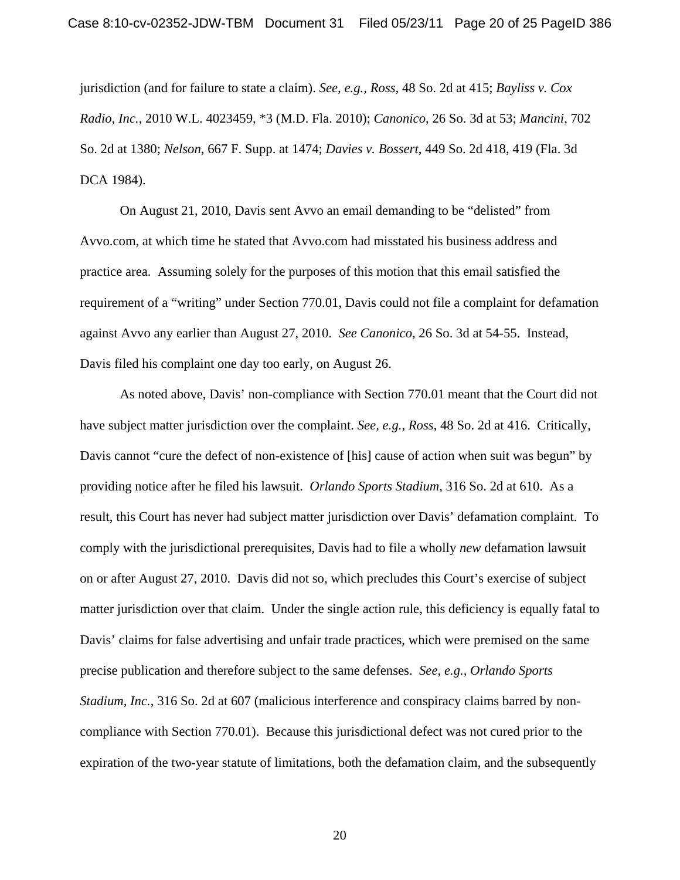jurisdiction (and for failure to state a claim). *See, e.g., Ross*, 48 So. 2d at 415; *Bayliss v. Cox Radio, Inc.*, 2010 W.L. 4023459, *3 (M.D. Fla. 2010); *Canonico*, 26 So. 3d at 53; *Mancini*, 702 So. 2d at 1380; *Nelson*, 667 F. Supp. at 1474; *Davies v. Bossert*, 449 So. 2d 418, 419 (Fla. 3d DCA 1984).

On August 21, 2010, Davis sent Avvo an email demanding to be "delisted" from Avvo.com, at which time he stated that Avvo.com had misstated his business address and practice area. Assuming solely for the purposes of this motion that this email satisfied the requirement of a "writing" under Section 770.01, Davis could not file a complaint for defamation against Avvo any earlier than August 27, 2010. *See Canonico,* 26 So. 3d at 54-55. Instead, Davis filed his complaint one day too early, on August 26.

As noted above, Davis' non-compliance with Section 770.01 meant that the Court did not have subject matter jurisdiction over the complaint. *See, e.g., Ross*, 48 So. 2d at 416. Critically, Davis cannot "cure the defect of non-existence of [his] cause of action when suit was begun" by providing notice after he filed his lawsuit. *Orlando Sports Stadium*, 316 So. 2d at 610. As a result, this Court has never had subject matter jurisdiction over Davis' defamation complaint. To comply with the jurisdictional prerequisites, Davis had to file a wholly *new* defamation lawsuit on or after August 27, 2010. Davis did not so, which precludes this Court's exercise of subject matter jurisdiction over that claim. Under the single action rule, this deficiency is equally fatal to Davis' claims for false advertising and unfair trade practices, which were premised on the same precise publication and therefore subject to the same defenses. *See, e.g., Orlando Sports Stadium, Inc.*, 316 So. 2d at 607 (malicious interference and conspiracy claims barred by non-compliance with Section 770.01). Because this jurisdictional defect was not cured prior to the expiration of the two-year statute of limitations, both the defamation claim, and the subsequently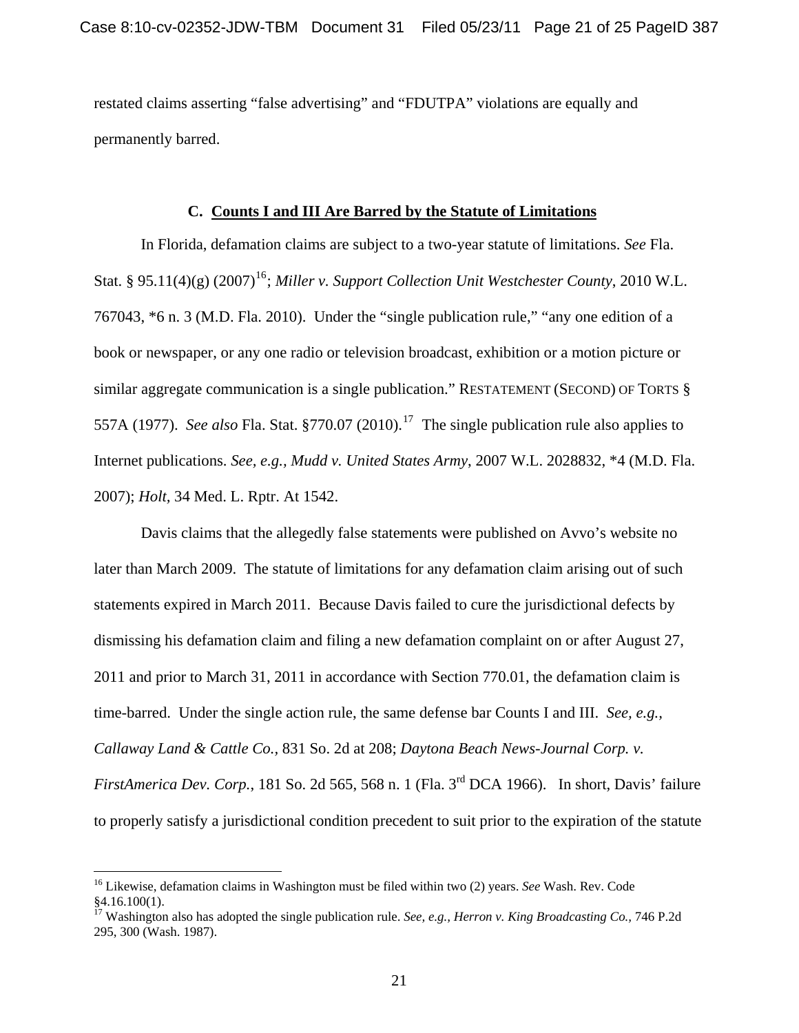restated claims asserting "false advertising" and "FDUTPA" violations are equally and permanently barred.

### C. Counts I and III Are Barred by the Statute of Limitations

In Florida, defamation claims are subject to a two-year statute of limitations. *See* Fla. Stat. § 95.11(4)(g) (2007)[16]; *Miller v. Support Collection Unit Westchester County*, 2010 W.L. 767043, *6 n. 3 (M.D. Fla. 2010). Under the "single publication rule," "any one edition of a book or newspaper, or any one radio or television broadcast, exhibition or a motion picture or similar aggregate communication is a single publication." RESTATEMENT (SECOND) OF TORTS § 557A (1977). *See also* Fla. Stat. §770.07 (2010).[17] The single publication rule also applies to Internet publications. *See, e.g., Mudd v. United States Army*, 2007 W.L. 2028832, *4 (M.D. Fla. 2007); *Holt*, 34 Med. L. Rptr. At 1542.

Davis claims that the allegedly false statements were published on Avvo's website no later than March 2009. The statute of limitations for any defamation claim arising out of such statements expired in March 2011. Because Davis failed to cure the jurisdictional defects by dismissing his defamation claim and filing a new defamation complaint on or after August 27, 2011 and prior to March 31, 2011 in accordance with Section 770.01, the defamation claim is time-barred. Under the single action rule, the same defense bar Counts I and III. *See, e.g., Callaway Land & Cattle Co.*, 831 So. 2d at 208; *Daytona Beach News-Journal Corp. v. FirstAmerica Dev. Corp.*, 181 So. 2d 565, 568 n. 1 (Fla. 3rd DCA 1966). In short, Davis' failure to properly satisfy a jurisdictional condition precedent to suit prior to the expiration of the statute

[16] Likewise, defamation claims in Washington must be filed within two (2) years. *See* Wash. Rev. Code §4.16.100(1).

[17] Washington also has adopted the single publication rule. *See, e.g., Herron v. King Broadcasting Co.*, 746 P.2d 295, 300 (Wash. 1987).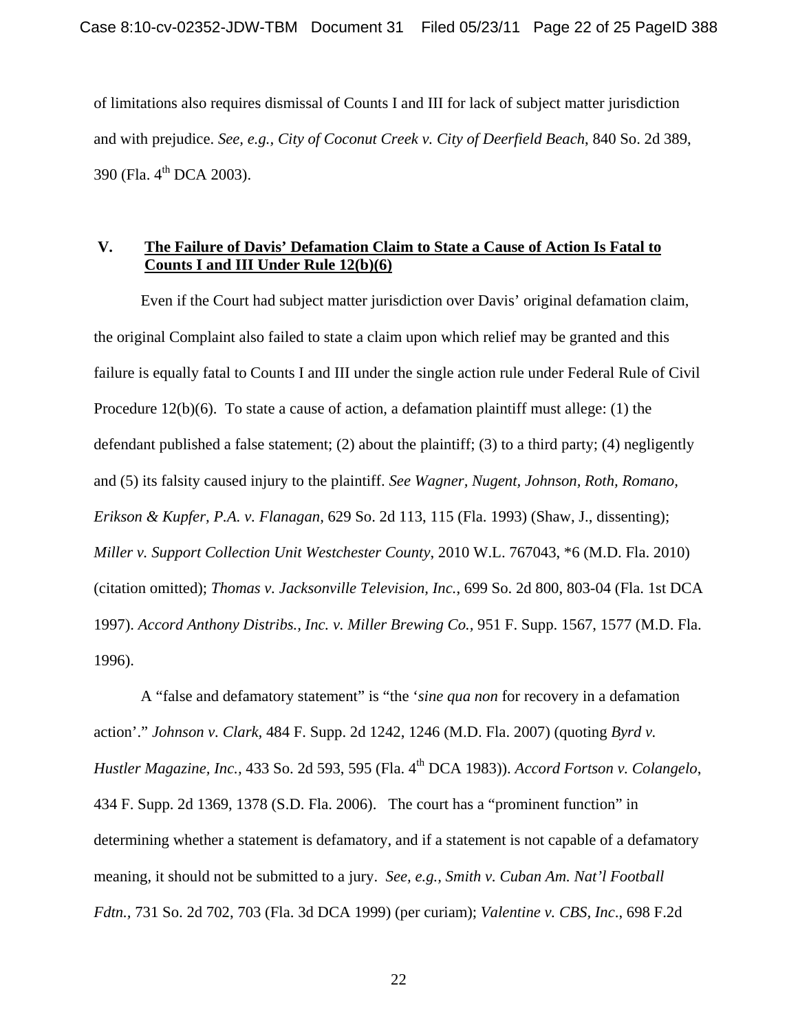of limitations also requires dismissal of Counts I and III for lack of subject matter jurisdiction and with prejudice. *See, e.g., City of Coconut Creek v. City of Deerfield Beach*, 840 So. 2d 389, 390 (Fla. 4th DCA 2003).

## V. The Failure of Davis' Defamation Claim to State a Cause of Action Is Fatal to Counts I and III Under Rule 12(b)(6)

Even if the Court had subject matter jurisdiction over Davis' original defamation claim, the original Complaint also failed to state a claim upon which relief may be granted and this failure is equally fatal to Counts I and III under the single action rule under Federal Rule of Civil Procedure 12(b)(6). To state a cause of action, a defamation plaintiff must allege: (1) the defendant published a false statement; (2) about the plaintiff; (3) to a third party; (4) negligently and (5) its falsity caused injury to the plaintiff. *See Wagner, Nugent, Johnson, Roth, Romano, Erikson & Kupfer, P.A. v. Flanagan*, 629 So. 2d 113, 115 (Fla. 1993) (Shaw, J., dissenting); *Miller v. Support Collection Unit Westchester County*, 2010 W.L. 767043, *6 (M.D. Fla. 2010) (citation omitted); *Thomas v. Jacksonville Television, Inc.*, 699 So. 2d 800, 803-04 (Fla. 1st DCA 1997). *Accord Anthony Distribs., Inc. v. Miller Brewing Co.*, 951 F. Supp. 1567, 1577 (M.D. Fla. 1996).

A "false and defamatory statement" is "the '*sine qua non* for recovery in a defamation action'." *Johnson v. Clark*, 484 F. Supp. 2d 1242, 1246 (M.D. Fla. 2007) (quoting *Byrd v. Hustler Magazine, Inc.*, 433 So. 2d 593, 595 (Fla. 4th DCA 1983)). *Accord Fortson v. Colangelo*, 434 F. Supp. 2d 1369, 1378 (S.D. Fla. 2006). The court has a "prominent function" in determining whether a statement is defamatory, and if a statement is not capable of a defamatory meaning, it should not be submitted to a jury. *See, e.g., Smith v. Cuban Am. Nat'l Football Fdtn.*, 731 So. 2d 702, 703 (Fla. 3d DCA 1999) (per curiam); *Valentine v. CBS, Inc*., 698 F.2d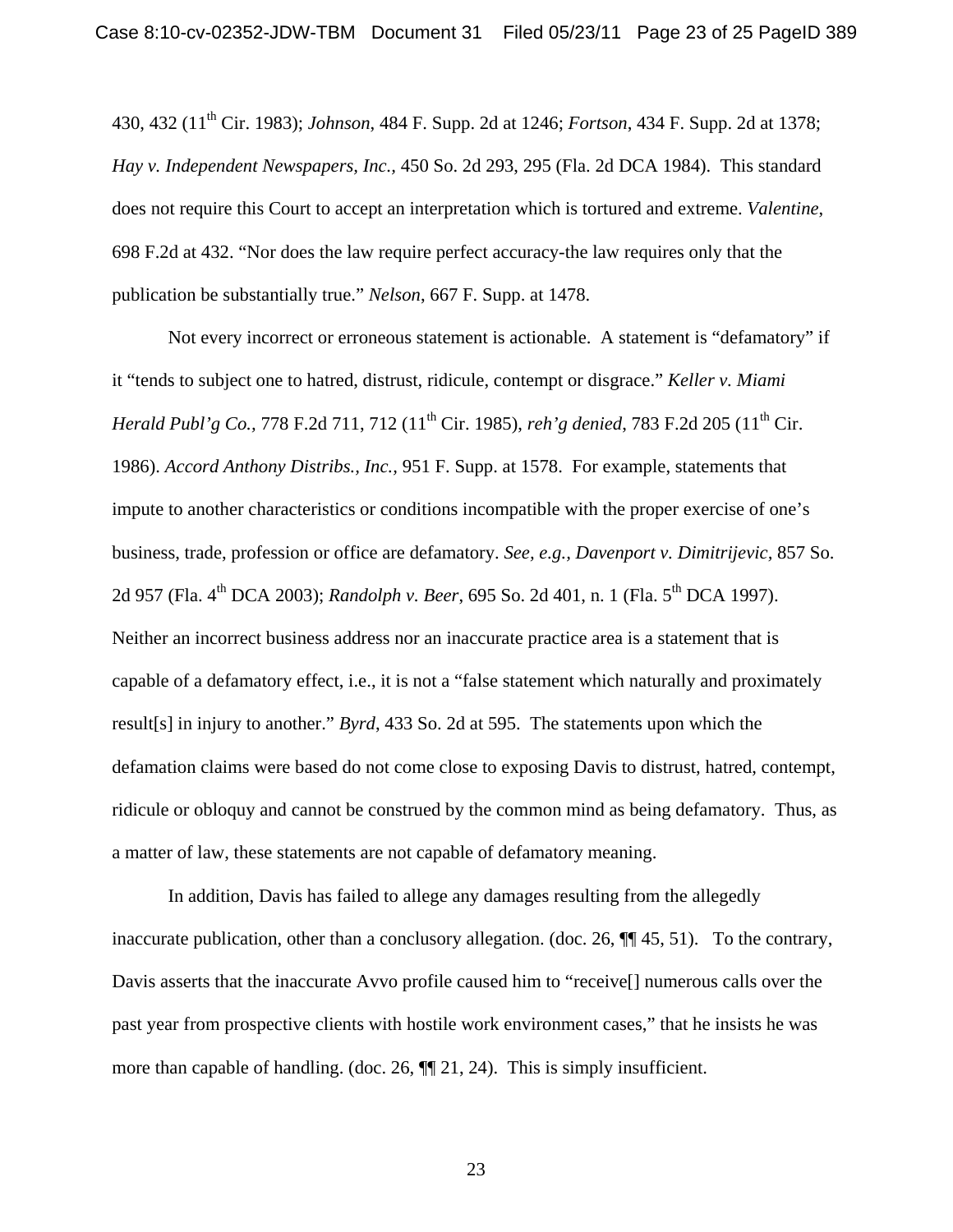430, 432 (11th Cir. 1983); *Johnson*, 484 F. Supp. 2d at 1246; *Fortson*, 434 F. Supp. 2d at 1378; *Hay v. Independent Newspapers, Inc.*, 450 So. 2d 293, 295 (Fla. 2d DCA 1984). This standard does not require this Court to accept an interpretation which is tortured and extreme. *Valentine*, 698 F.2d at 432. "Nor does the law require perfect accuracy-the law requires only that the publication be substantially true." *Nelson*, 667 F. Supp. at 1478.

Not every incorrect or erroneous statement is actionable. A statement is "defamatory" if it "tends to subject one to hatred, distrust, ridicule, contempt or disgrace." *Keller v. Miami Herald Publ'g Co.*, 778 F.2d 711, 712 (11th Cir. 1985), *reh'g denied*, 783 F.2d 205 (11th Cir. 1986). *Accord Anthony Distribs., Inc.*, 951 F. Supp. at 1578. For example, statements that impute to another characteristics or conditions incompatible with the proper exercise of one's business, trade, profession or office are defamatory. *See, e.g., Davenport v. Dimitrijevic*, 857 So. 2d 957 (Fla. 4th DCA 2003); *Randolph v. Beer*, 695 So. 2d 401, n. 1 (Fla. 5th DCA 1997). Neither an incorrect business address nor an inaccurate practice area is a statement that is capable of a defamatory effect, i.e., it is not a "false statement which naturally and proximately result[s] in injury to another." *Byrd*, 433 So. 2d at 595. The statements upon which the defamation claims were based do not come close to exposing Davis to distrust, hatred, contempt, ridicule or obloquy and cannot be construed by the common mind as being defamatory. Thus, as a matter of law, these statements are not capable of defamatory meaning.

In addition, Davis has failed to allege any damages resulting from the allegedly inaccurate publication, other than a conclusory allegation. (doc. 26, ¶¶ 45, 51). To the contrary, Davis asserts that the inaccurate Avvo profile caused him to "receive[] numerous calls over the past year from prospective clients with hostile work environment cases," that he insists he was more than capable of handling. (doc. 26, ¶¶ 21, 24). This is simply insufficient.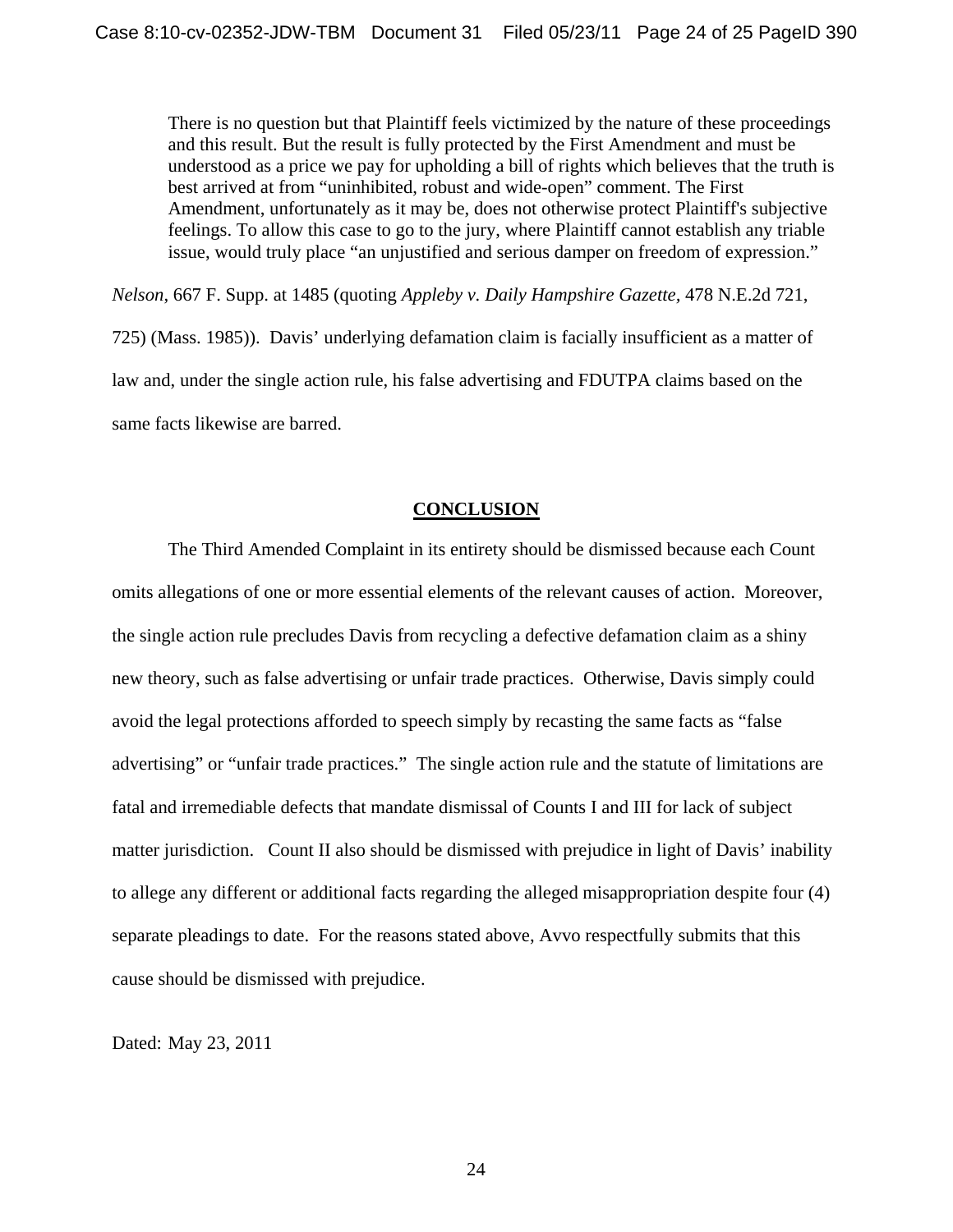> There is no question but that Plaintiff feels victimized by the nature of these proceedings and this result. But the result is fully protected by the First Amendment and must be understood as a price we pay for upholding a bill of rights which believes that the truth is best arrived at from "uninhibited, robust and wide-open" comment. The First Amendment, unfortunately as it may be, does not otherwise protect Plaintiff's subjective feelings. To allow this case to go to the jury, where Plaintiff cannot establish any triable issue, would truly place "an unjustified and serious damper on freedom of expression."

*Nelson*, 667 F. Supp. at 1485 (quoting *Appleby v. Daily Hampshire Gazette*, 478 N.E.2d 721, 725) (Mass. 1985)). Davis' underlying defamation claim is facially insufficient as a matter of law and, under the single action rule, his false advertising and FDUTPA claims based on the same facts likewise are barred.

## CONCLUSION

The Third Amended Complaint in its entirety should be dismissed because each Count omits allegations of one or more essential elements of the relevant causes of action. Moreover, the single action rule precludes Davis from recycling a defective defamation claim as a shiny new theory, such as false advertising or unfair trade practices. Otherwise, Davis simply could avoid the legal protections afforded to speech simply by recasting the same facts as "false advertising" or "unfair trade practices." The single action rule and the statute of limitations are fatal and irremediable defects that mandate dismissal of Counts I and III for lack of subject matter jurisdiction. Count II also should be dismissed with prejudice in light of Davis' inability to allege any different or additional facts regarding the alleged misappropriation despite four (4) separate pleadings to date. For the reasons stated above, Avvo respectfully submits that this cause should be dismissed with prejudice.

Dated: May 23, 2011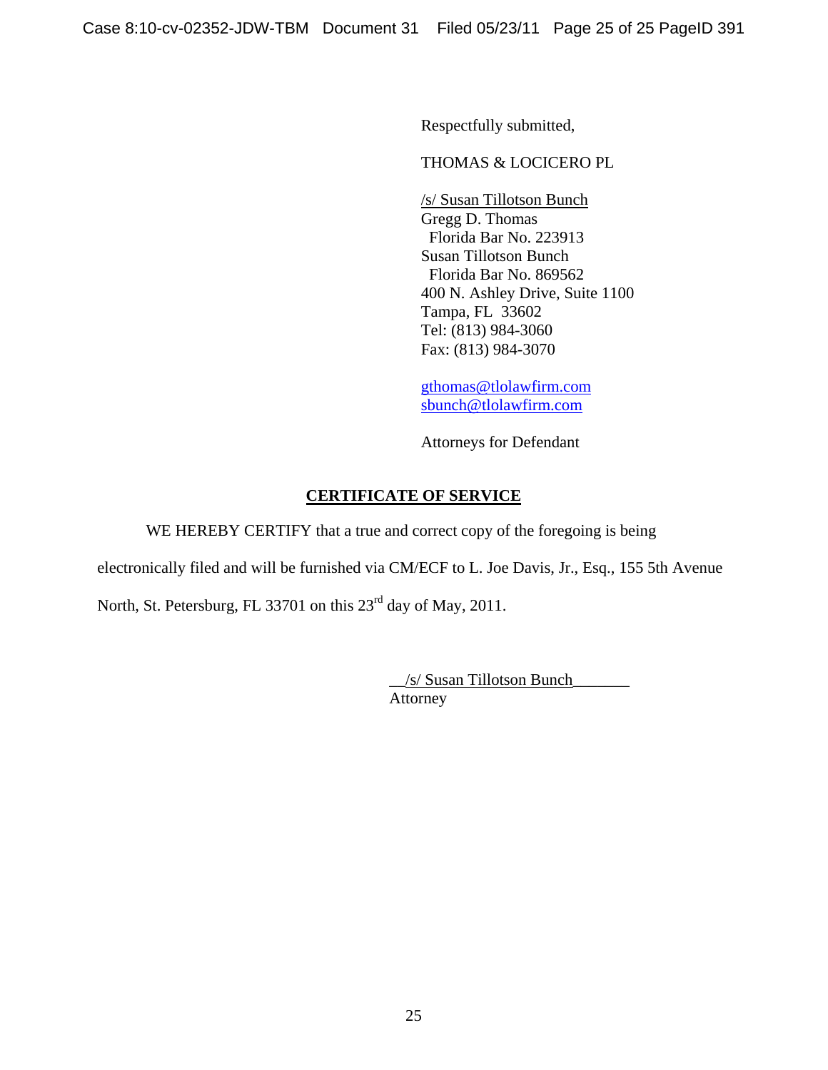Respectfully submitted,

THOMAS & LOCICERO PL

/s/ Susan Tillotson Bunch
Gregg D. Thomas
Florida Bar No. 223913
Susan Tillotson Bunch
Florida Bar No. 869562
400 N. Ashley Drive, Suite 1100
Tampa, FL 33602
Tel: (813) 984-3060
Fax: (813) 984-3070

gthomas@tlolawfirm.com
sbunch@tlolawfirm.com

Attorneys for Defendant

## CERTIFICATE OF SERVICE

WE HEREBY CERTIFY that a true and correct copy of the foregoing is being electronically filed and will be furnished via CM/ECF to L. Joe Davis, Jr., Esq., 155 5th Avenue North, St. Petersburg, FL 33701 on this 23rd day of May, 2011.

/s/ Susan Tillotson Bunch
Attorney